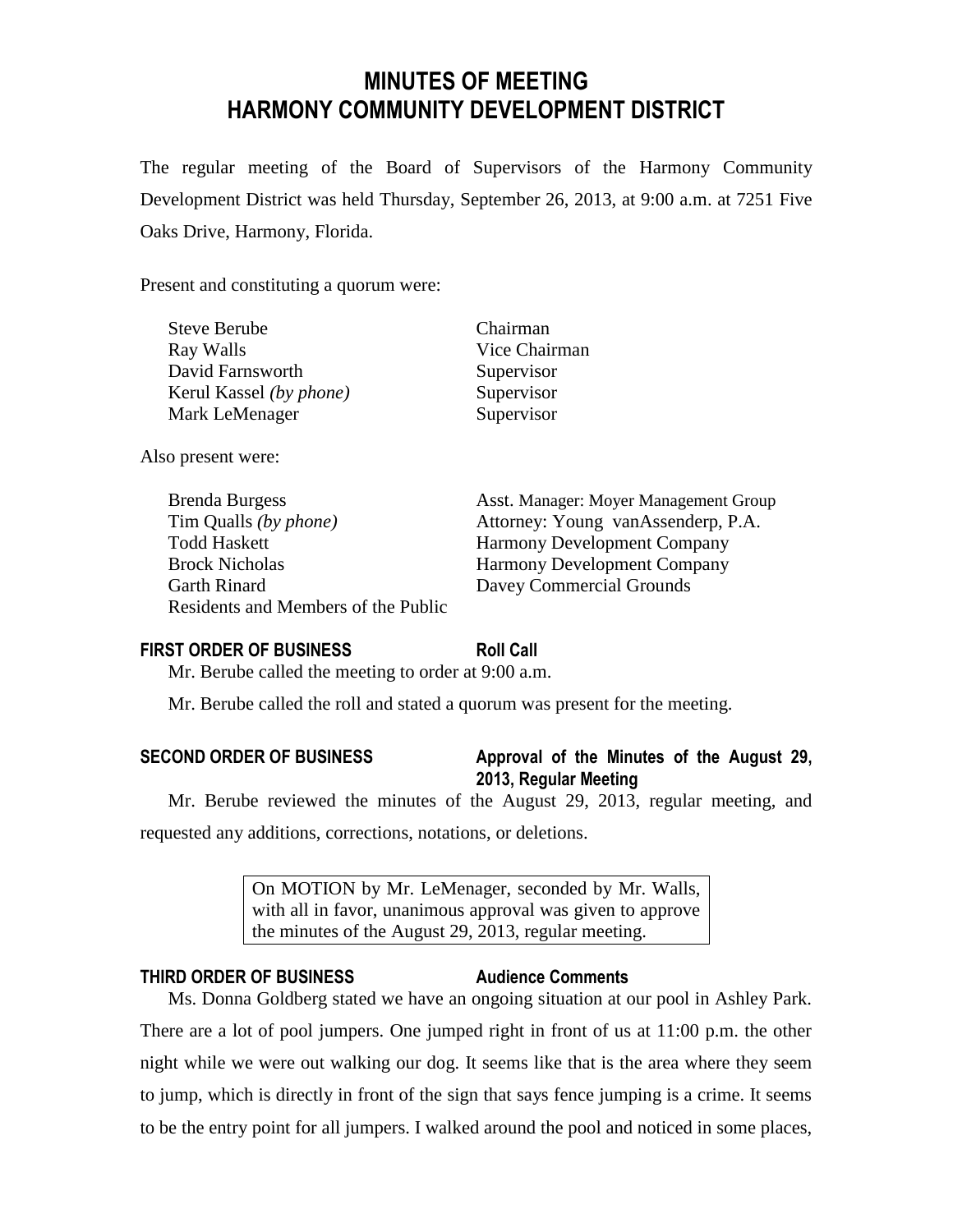# MINUTES OF MEETING
# HARMONY COMMUNITY DEVELOPMENT DISTRICT

The regular meeting of the Board of Supervisors of the Harmony Community Development District was held Thursday, September 26, 2013, at 9:00 a.m. at 7251 Five Oaks Drive, Harmony, Florida.

Present and constituting a quorum were:

| | |
|---|---|
| Steve Berube | Chairman |
| Ray Walls | Vice Chairman |
| David Farnsworth | Supervisor |
| Kerul Kassel *(by phone)* | Supervisor |
| Mark LeMenager | Supervisor |

Also present were:

| | |
|---|---|
| Brenda Burgess | Asst. Manager: Moyer Management Group |
| Tim Qualls *(by phone)* | Attorney: Young vanAssenderp, P.A. |
| Todd Haskett | Harmony Development Company |
| Brock Nicholas | Harmony Development Company |
| Garth Rinard | Davey Commercial Grounds |
| Residents and Members of the Public | |

**FIRST ORDER OF BUSINESS** **Roll Call**

Mr. Berube called the meeting to order at 9:00 a.m.

Mr. Berube called the roll and stated a quorum was present for the meeting.

**SECOND ORDER OF BUSINESS** **Approval of the Minutes of the August 29, 2013, Regular Meeting**

Mr. Berube reviewed the minutes of the August 29, 2013, regular meeting, and requested any additions, corrections, notations, or deletions.

> On MOTION by Mr. LeMenager, seconded by Mr. Walls, with all in favor, unanimous approval was given to approve the minutes of the August 29, 2013, regular meeting.

**THIRD ORDER OF BUSINESS** **Audience Comments**

Ms. Donna Goldberg stated we have an ongoing situation at our pool in Ashley Park. There are a lot of pool jumpers. One jumped right in front of us at 11:00 p.m. the other night while we were out walking our dog. It seems like that is the area where they seem to jump, which is directly in front of the sign that says fence jumping is a crime. It seems to be the entry point for all jumpers. I walked around the pool and noticed in some places,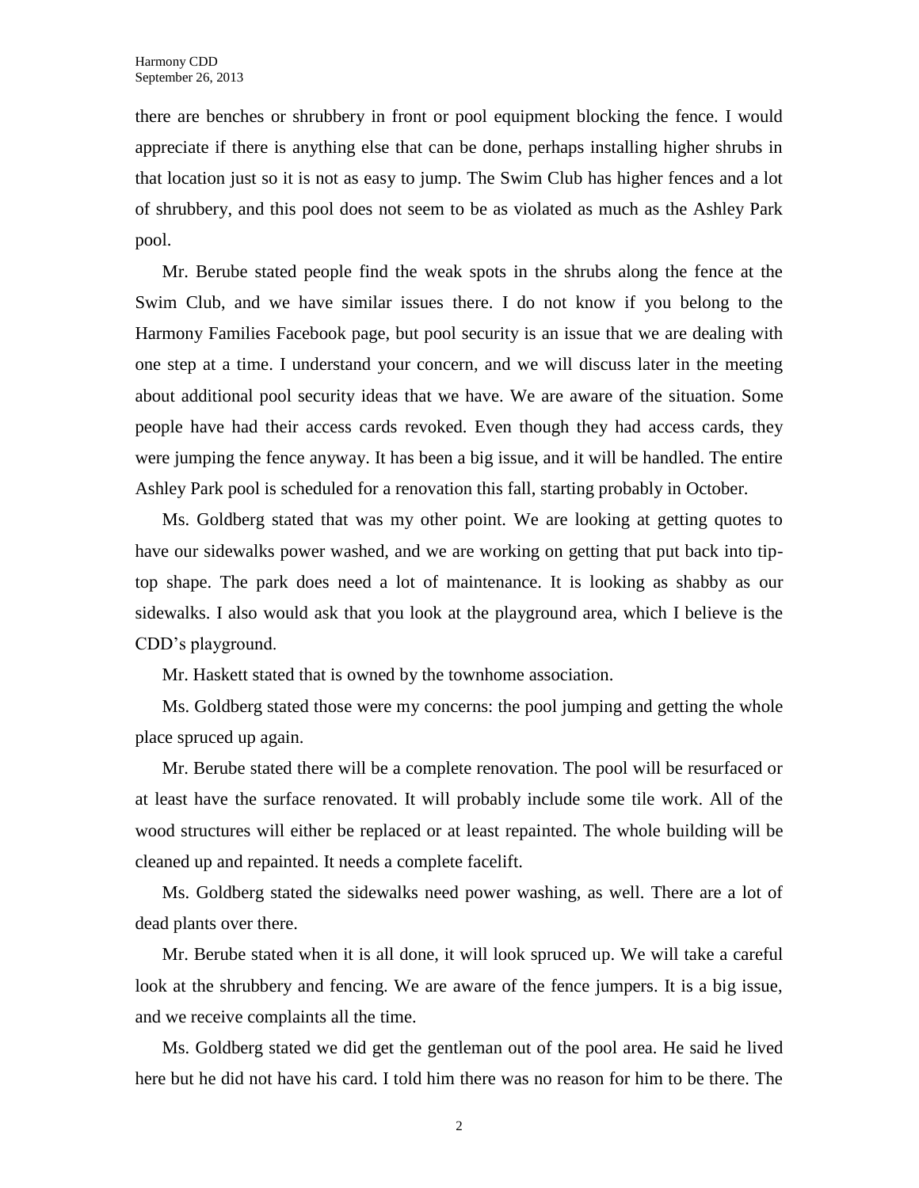there are benches or shrubbery in front or pool equipment blocking the fence. I would appreciate if there is anything else that can be done, perhaps installing higher shrubs in that location just so it is not as easy to jump. The Swim Club has higher fences and a lot of shrubbery, and this pool does not seem to be as violated as much as the Ashley Park pool.

Mr. Berube stated people find the weak spots in the shrubs along the fence at the Swim Club, and we have similar issues there. I do not know if you belong to the Harmony Families Facebook page, but pool security is an issue that we are dealing with one step at a time. I understand your concern, and we will discuss later in the meeting about additional pool security ideas that we have. We are aware of the situation. Some people have had their access cards revoked. Even though they had access cards, they were jumping the fence anyway. It has been a big issue, and it will be handled. The entire Ashley Park pool is scheduled for a renovation this fall, starting probably in October.

Ms. Goldberg stated that was my other point. We are looking at getting quotes to have our sidewalks power washed, and we are working on getting that put back into tip-top shape. The park does need a lot of maintenance. It is looking as shabby as our sidewalks. I also would ask that you look at the playground area, which I believe is the CDD's playground.

Mr. Haskett stated that is owned by the townhome association.

Ms. Goldberg stated those were my concerns: the pool jumping and getting the whole place spruced up again.

Mr. Berube stated there will be a complete renovation. The pool will be resurfaced or at least have the surface renovated. It will probably include some tile work. All of the wood structures will either be replaced or at least repainted. The whole building will be cleaned up and repainted. It needs a complete facelift.

Ms. Goldberg stated the sidewalks need power washing, as well. There are a lot of dead plants over there.

Mr. Berube stated when it is all done, it will look spruced up. We will take a careful look at the shrubbery and fencing. We are aware of the fence jumpers. It is a big issue, and we receive complaints all the time.

Ms. Goldberg stated we did get the gentleman out of the pool area. He said he lived here but he did not have his card. I told him there was no reason for him to be there. The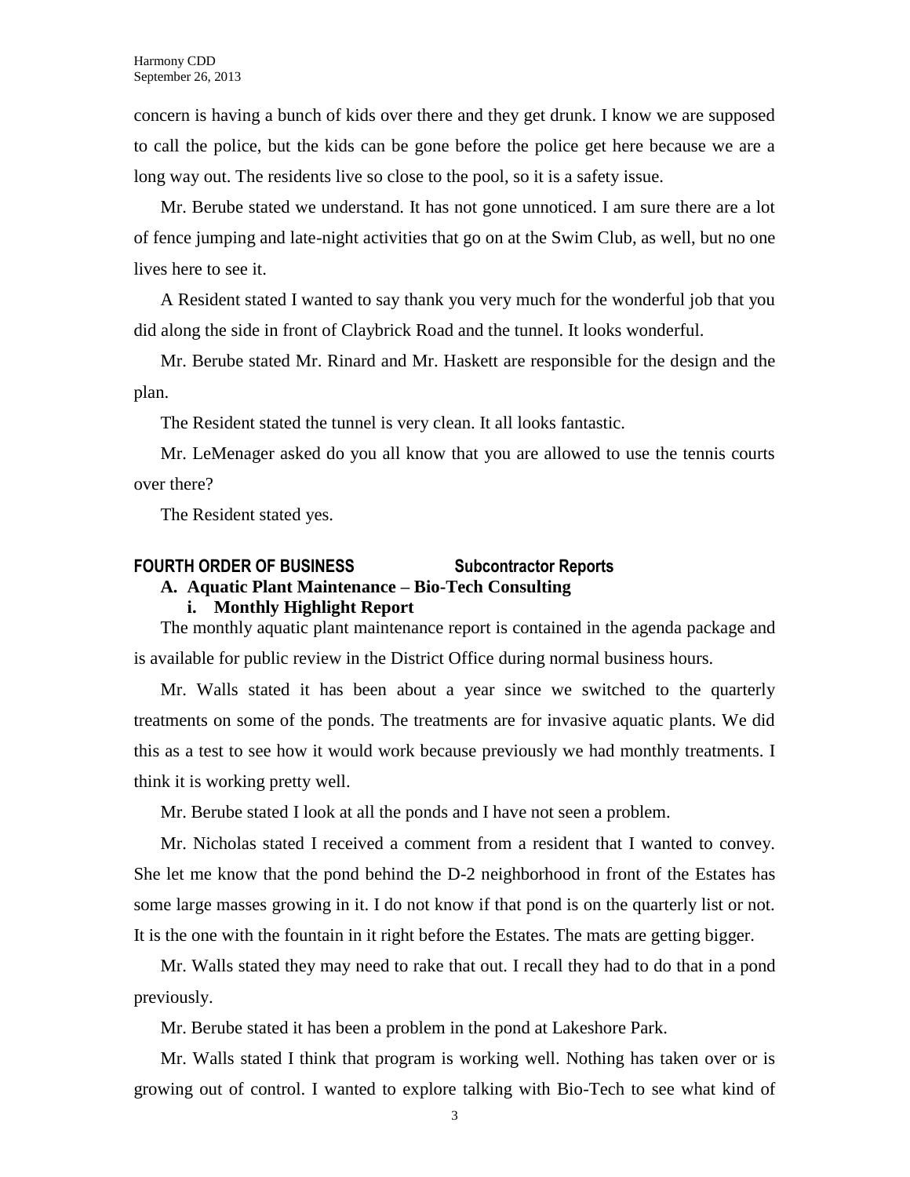concern is having a bunch of kids over there and they get drunk. I know we are supposed to call the police, but the kids can be gone before the police get here because we are a long way out. The residents live so close to the pool, so it is a safety issue.

Mr. Berube stated we understand. It has not gone unnoticed. I am sure there are a lot of fence jumping and late-night activities that go on at the Swim Club, as well, but no one lives here to see it.

A Resident stated I wanted to say thank you very much for the wonderful job that you did along the side in front of Claybrick Road and the tunnel. It looks wonderful.

Mr. Berube stated Mr. Rinard and Mr. Haskett are responsible for the design and the plan.

The Resident stated the tunnel is very clean. It all looks fantastic.

Mr. LeMenager asked do you all know that you are allowed to use the tennis courts over there?

The Resident stated yes.

## FOURTH ORDER OF BUSINESS Subcontractor Reports

### A. Aquatic Plant Maintenance – Bio-Tech Consulting

#### i. Monthly Highlight Report

The monthly aquatic plant maintenance report is contained in the agenda package and is available for public review in the District Office during normal business hours.

Mr. Walls stated it has been about a year since we switched to the quarterly treatments on some of the ponds. The treatments are for invasive aquatic plants. We did this as a test to see how it would work because previously we had monthly treatments. I think it is working pretty well.

Mr. Berube stated I look at all the ponds and I have not seen a problem.

Mr. Nicholas stated I received a comment from a resident that I wanted to convey. She let me know that the pond behind the D-2 neighborhood in front of the Estates has some large masses growing in it. I do not know if that pond is on the quarterly list or not. It is the one with the fountain in it right before the Estates. The mats are getting bigger.

Mr. Walls stated they may need to rake that out. I recall they had to do that in a pond previously.

Mr. Berube stated it has been a problem in the pond at Lakeshore Park.

Mr. Walls stated I think that program is working well. Nothing has taken over or is growing out of control. I wanted to explore talking with Bio-Tech to see what kind of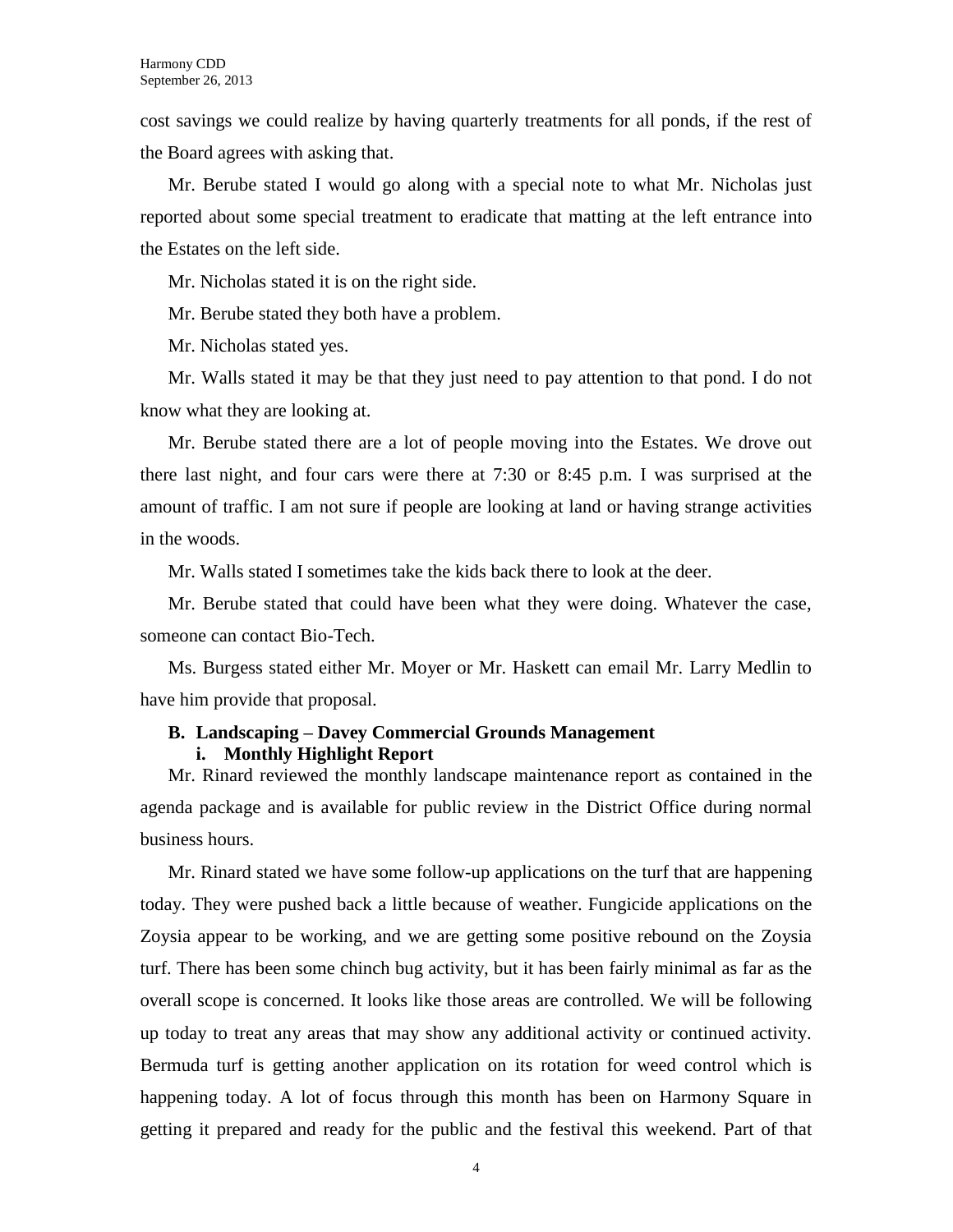cost savings we could realize by having quarterly treatments for all ponds, if the rest of the Board agrees with asking that.

Mr. Berube stated I would go along with a special note to what Mr. Nicholas just reported about some special treatment to eradicate that matting at the left entrance into the Estates on the left side.

Mr. Nicholas stated it is on the right side.

Mr. Berube stated they both have a problem.

Mr. Nicholas stated yes.

Mr. Walls stated it may be that they just need to pay attention to that pond. I do not know what they are looking at.

Mr. Berube stated there are a lot of people moving into the Estates. We drove out there last night, and four cars were there at 7:30 or 8:45 p.m. I was surprised at the amount of traffic. I am not sure if people are looking at land or having strange activities in the woods.

Mr. Walls stated I sometimes take the kids back there to look at the deer.

Mr. Berube stated that could have been what they were doing. Whatever the case, someone can contact Bio-Tech.

Ms. Burgess stated either Mr. Moyer or Mr. Haskett can email Mr. Larry Medlin to have him provide that proposal.

**B. Landscaping – Davey Commercial Grounds Management**

**i. Monthly Highlight Report**

Mr. Rinard reviewed the monthly landscape maintenance report as contained in the agenda package and is available for public review in the District Office during normal business hours.

Mr. Rinard stated we have some follow-up applications on the turf that are happening today. They were pushed back a little because of weather. Fungicide applications on the Zoysia appear to be working, and we are getting some positive rebound on the Zoysia turf. There has been some chinch bug activity, but it has been fairly minimal as far as the overall scope is concerned. It looks like those areas are controlled. We will be following up today to treat any areas that may show any additional activity or continued activity. Bermuda turf is getting another application on its rotation for weed control which is happening today. A lot of focus through this month has been on Harmony Square in getting it prepared and ready for the public and the festival this weekend. Part of that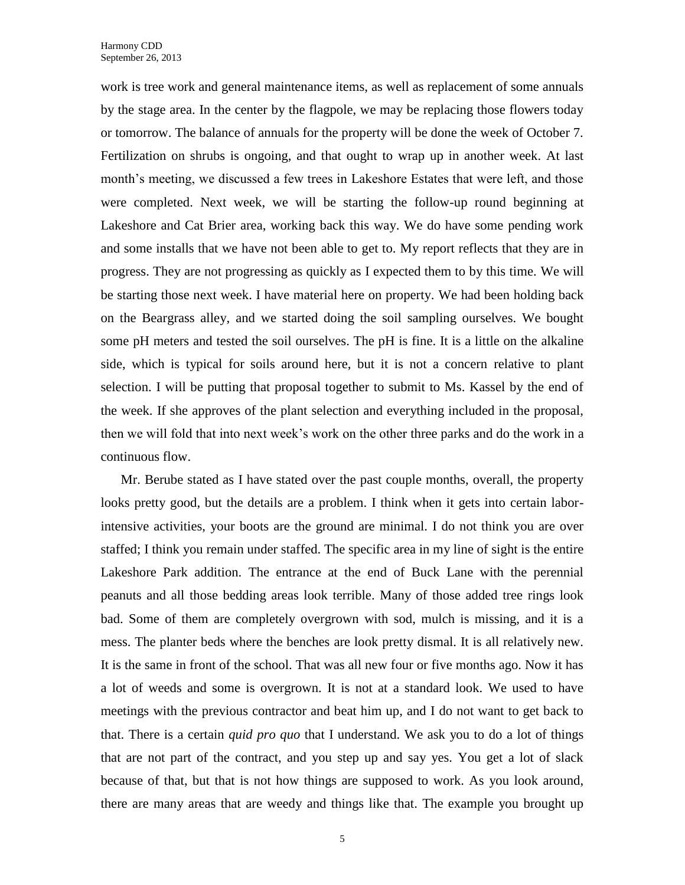work is tree work and general maintenance items, as well as replacement of some annuals by the stage area. In the center by the flagpole, we may be replacing those flowers today or tomorrow. The balance of annuals for the property will be done the week of October 7. Fertilization on shrubs is ongoing, and that ought to wrap up in another week. At last month's meeting, we discussed a few trees in Lakeshore Estates that were left, and those were completed. Next week, we will be starting the follow-up round beginning at Lakeshore and Cat Brier area, working back this way. We do have some pending work and some installs that we have not been able to get to. My report reflects that they are in progress. They are not progressing as quickly as I expected them to by this time. We will be starting those next week. I have material here on property. We had been holding back on the Beargrass alley, and we started doing the soil sampling ourselves. We bought some pH meters and tested the soil ourselves. The pH is fine. It is a little on the alkaline side, which is typical for soils around here, but it is not a concern relative to plant selection. I will be putting that proposal together to submit to Ms. Kassel by the end of the week. If she approves of the plant selection and everything included in the proposal, then we will fold that into next week's work on the other three parks and do the work in a continuous flow.

Mr. Berube stated as I have stated over the past couple months, overall, the property looks pretty good, but the details are a problem. I think when it gets into certain labor-intensive activities, your boots are the ground are minimal. I do not think you are over staffed; I think you remain under staffed. The specific area in my line of sight is the entire Lakeshore Park addition. The entrance at the end of Buck Lane with the perennial peanuts and all those bedding areas look terrible. Many of those added tree rings look bad. Some of them are completely overgrown with sod, mulch is missing, and it is a mess. The planter beds where the benches are look pretty dismal. It is all relatively new. It is the same in front of the school. That was all new four or five months ago. Now it has a lot of weeds and some is overgrown. It is not at a standard look. We used to have meetings with the previous contractor and beat him up, and I do not want to get back to that. There is a certain *quid pro quo* that I understand. We ask you to do a lot of things that are not part of the contract, and you step up and say yes. You get a lot of slack because of that, but that is not how things are supposed to work. As you look around, there are many areas that are weedy and things like that. The example you brought up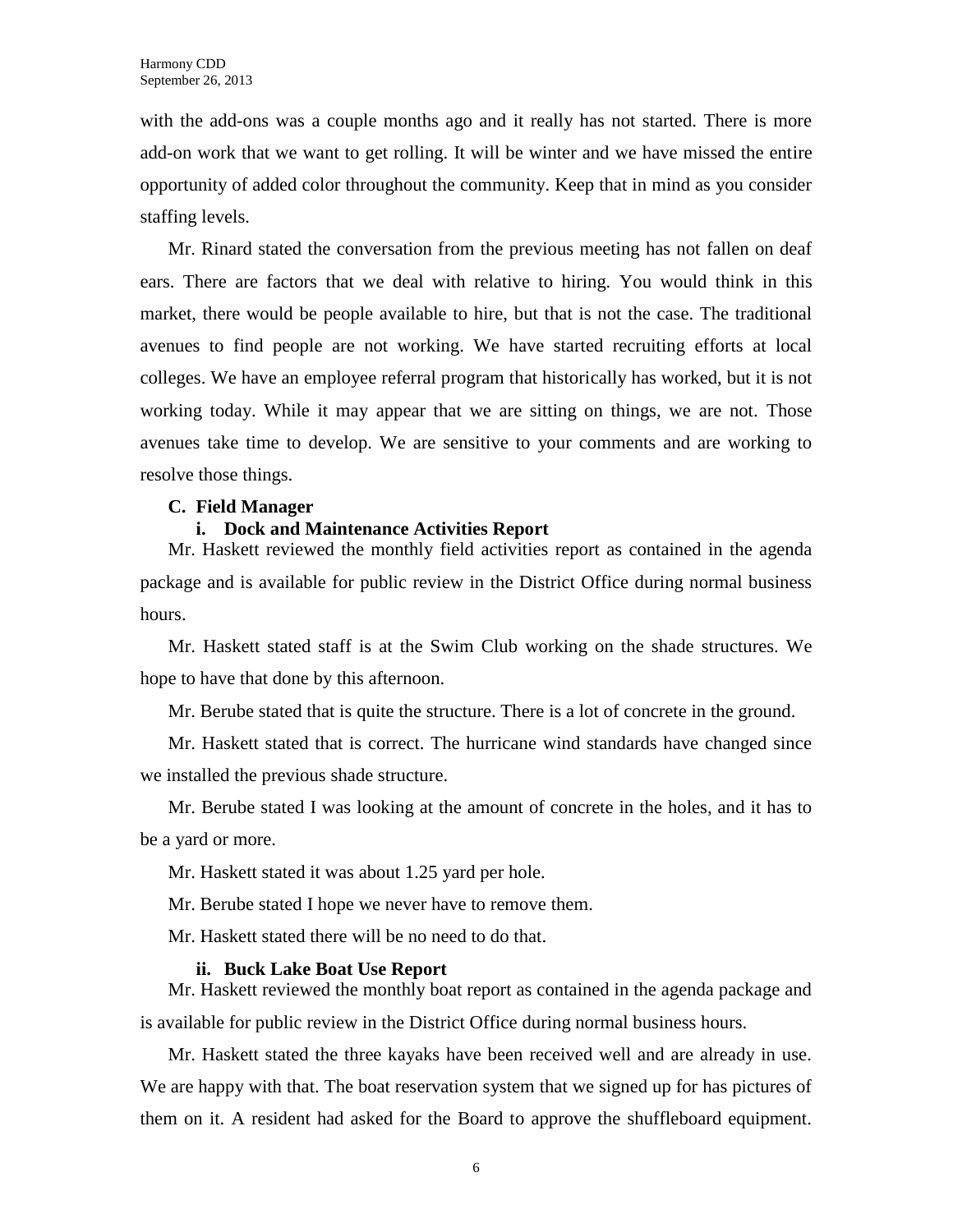with the add-ons was a couple months ago and it really has not started. There is more add-on work that we want to get rolling. It will be winter and we have missed the entire opportunity of added color throughout the community. Keep that in mind as you consider staffing levels.

Mr. Rinard stated the conversation from the previous meeting has not fallen on deaf ears. There are factors that we deal with relative to hiring. You would think in this market, there would be people available to hire, but that is not the case. The traditional avenues to find people are not working. We have started recruiting efforts at local colleges. We have an employee referral program that historically has worked, but it is not working today. While it may appear that we are sitting on things, we are not. Those avenues take time to develop. We are sensitive to your comments and are working to resolve those things.

**C. Field Manager**

**i. Dock and Maintenance Activities Report**

Mr. Haskett reviewed the monthly field activities report as contained in the agenda package and is available for public review in the District Office during normal business hours.

Mr. Haskett stated staff is at the Swim Club working on the shade structures. We hope to have that done by this afternoon.

Mr. Berube stated that is quite the structure. There is a lot of concrete in the ground.

Mr. Haskett stated that is correct. The hurricane wind standards have changed since we installed the previous shade structure.

Mr. Berube stated I was looking at the amount of concrete in the holes, and it has to be a yard or more.

Mr. Haskett stated it was about 1.25 yard per hole.

Mr. Berube stated I hope we never have to remove them.

Mr. Haskett stated there will be no need to do that.

**ii. Buck Lake Boat Use Report**

Mr. Haskett reviewed the monthly boat report as contained in the agenda package and is available for public review in the District Office during normal business hours.

Mr. Haskett stated the three kayaks have been received well and are already in use. We are happy with that. The boat reservation system that we signed up for has pictures of them on it. A resident had asked for the Board to approve the shuffleboard equipment.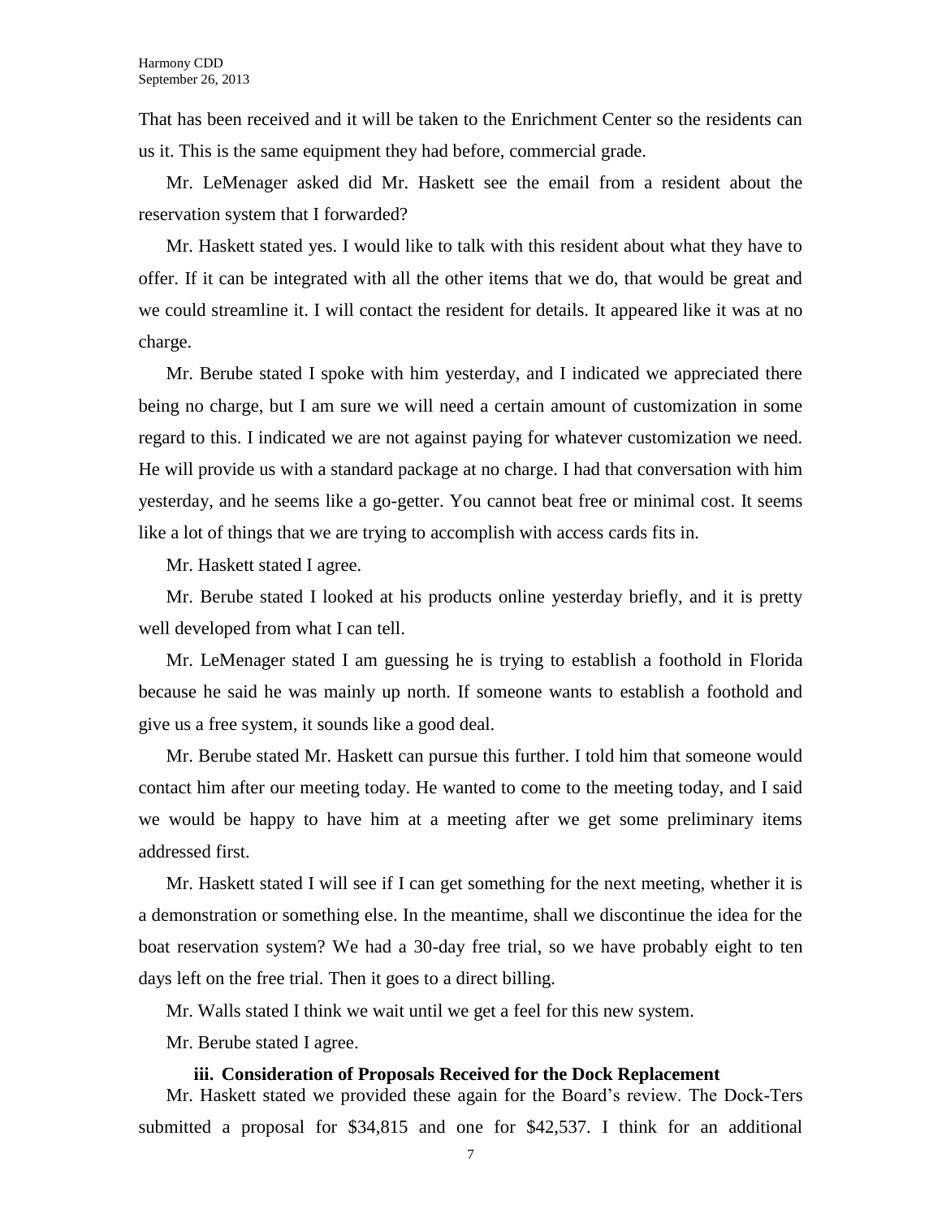That has been received and it will be taken to the Enrichment Center so the residents can us it. This is the same equipment they had before, commercial grade.

Mr. LeMenager asked did Mr. Haskett see the email from a resident about the reservation system that I forwarded?

Mr. Haskett stated yes. I would like to talk with this resident about what they have to offer. If it can be integrated with all the other items that we do, that would be great and we could streamline it. I will contact the resident for details. It appeared like it was at no charge.

Mr. Berube stated I spoke with him yesterday, and I indicated we appreciated there being no charge, but I am sure we will need a certain amount of customization in some regard to this. I indicated we are not against paying for whatever customization we need. He will provide us with a standard package at no charge. I had that conversation with him yesterday, and he seems like a go-getter. You cannot beat free or minimal cost. It seems like a lot of things that we are trying to accomplish with access cards fits in.

Mr. Haskett stated I agree.

Mr. Berube stated I looked at his products online yesterday briefly, and it is pretty well developed from what I can tell.

Mr. LeMenager stated I am guessing he is trying to establish a foothold in Florida because he said he was mainly up north. If someone wants to establish a foothold and give us a free system, it sounds like a good deal.

Mr. Berube stated Mr. Haskett can pursue this further. I told him that someone would contact him after our meeting today. He wanted to come to the meeting today, and I said we would be happy to have him at a meeting after we get some preliminary items addressed first.

Mr. Haskett stated I will see if I can get something for the next meeting, whether it is a demonstration or something else. In the meantime, shall we discontinue the idea for the boat reservation system? We had a 30-day free trial, so we have probably eight to ten days left on the free trial. Then it goes to a direct billing.

Mr. Walls stated I think we wait until we get a feel for this new system.

Mr. Berube stated I agree.

**iii. Consideration of Proposals Received for the Dock Replacement**

Mr. Haskett stated we provided these again for the Board's review. The Dock-Ters submitted a proposal for $34,815 and one for $42,537. I think for an additional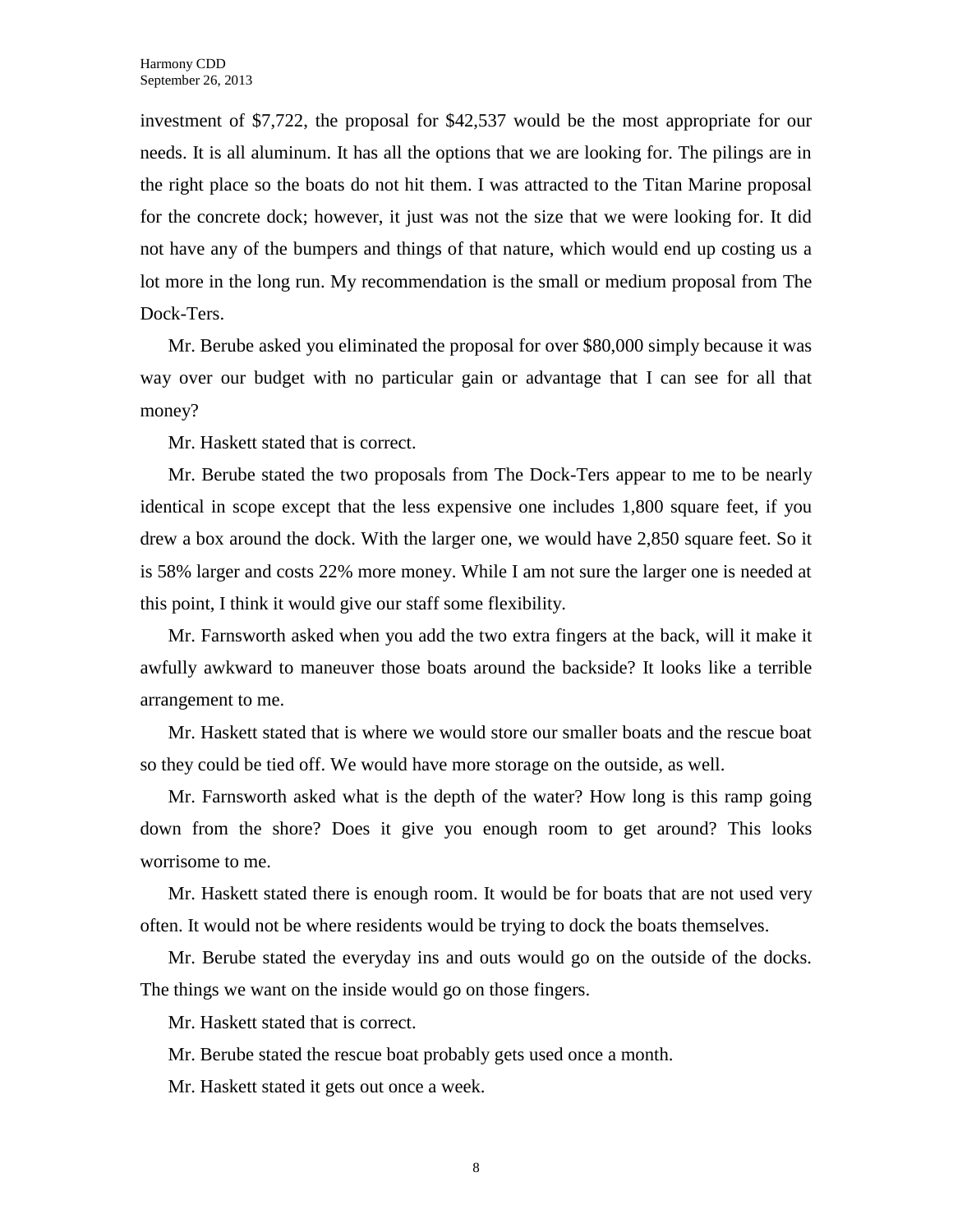investment of $7,722, the proposal for $42,537 would be the most appropriate for our needs. It is all aluminum. It has all the options that we are looking for. The pilings are in the right place so the boats do not hit them. I was attracted to the Titan Marine proposal for the concrete dock; however, it just was not the size that we were looking for. It did not have any of the bumpers and things of that nature, which would end up costing us a lot more in the long run. My recommendation is the small or medium proposal from The Dock-Ters.

Mr. Berube asked you eliminated the proposal for over $80,000 simply because it was way over our budget with no particular gain or advantage that I can see for all that money?

Mr. Haskett stated that is correct.

Mr. Berube stated the two proposals from The Dock-Ters appear to me to be nearly identical in scope except that the less expensive one includes 1,800 square feet, if you drew a box around the dock. With the larger one, we would have 2,850 square feet. So it is 58% larger and costs 22% more money. While I am not sure the larger one is needed at this point, I think it would give our staff some flexibility.

Mr. Farnsworth asked when you add the two extra fingers at the back, will it make it awfully awkward to maneuver those boats around the backside? It looks like a terrible arrangement to me.

Mr. Haskett stated that is where we would store our smaller boats and the rescue boat so they could be tied off. We would have more storage on the outside, as well.

Mr. Farnsworth asked what is the depth of the water? How long is this ramp going down from the shore? Does it give you enough room to get around? This looks worrisome to me.

Mr. Haskett stated there is enough room. It would be for boats that are not used very often. It would not be where residents would be trying to dock the boats themselves.

Mr. Berube stated the everyday ins and outs would go on the outside of the docks. The things we want on the inside would go on those fingers.

Mr. Haskett stated that is correct.

Mr. Berube stated the rescue boat probably gets used once a month.

Mr. Haskett stated it gets out once a week.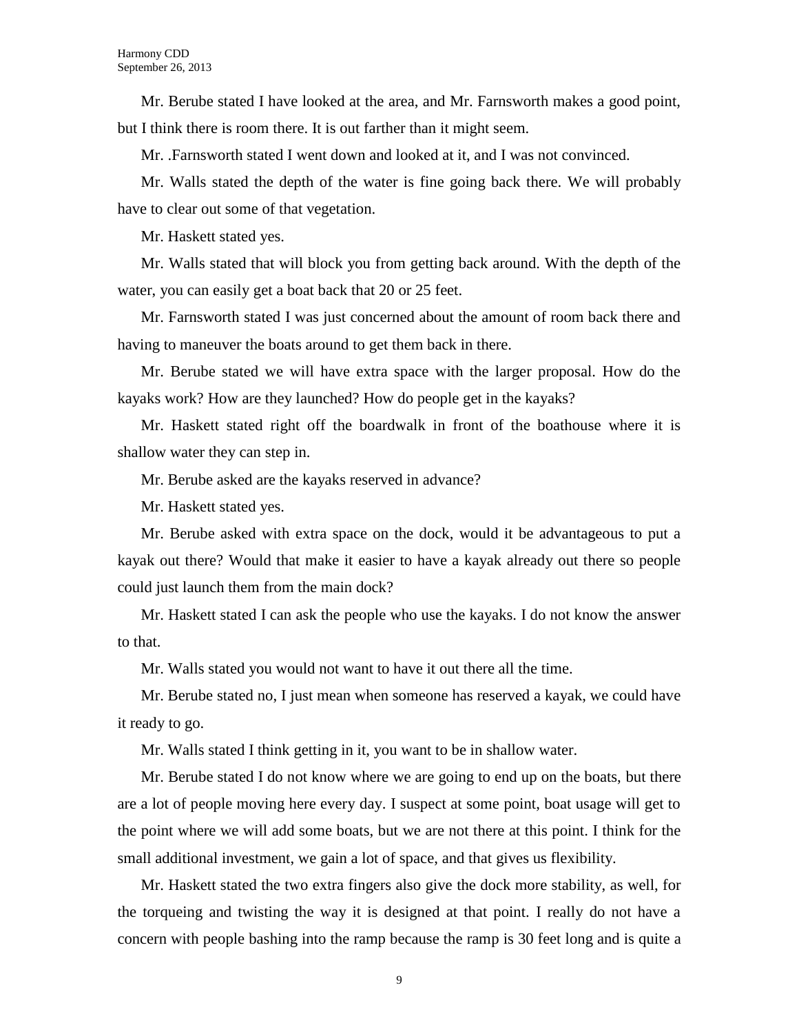Mr. Berube stated I have looked at the area, and Mr. Farnsworth makes a good point, but I think there is room there. It is out farther than it might seem.

Mr. .Farnsworth stated I went down and looked at it, and I was not convinced.

Mr. Walls stated the depth of the water is fine going back there. We will probably have to clear out some of that vegetation.

Mr. Haskett stated yes.

Mr. Walls stated that will block you from getting back around. With the depth of the water, you can easily get a boat back that 20 or 25 feet.

Mr. Farnsworth stated I was just concerned about the amount of room back there and having to maneuver the boats around to get them back in there.

Mr. Berube stated we will have extra space with the larger proposal. How do the kayaks work? How are they launched? How do people get in the kayaks?

Mr. Haskett stated right off the boardwalk in front of the boathouse where it is shallow water they can step in.

Mr. Berube asked are the kayaks reserved in advance?

Mr. Haskett stated yes.

Mr. Berube asked with extra space on the dock, would it be advantageous to put a kayak out there? Would that make it easier to have a kayak already out there so people could just launch them from the main dock?

Mr. Haskett stated I can ask the people who use the kayaks. I do not know the answer to that.

Mr. Walls stated you would not want to have it out there all the time.

Mr. Berube stated no, I just mean when someone has reserved a kayak, we could have it ready to go.

Mr. Walls stated I think getting in it, you want to be in shallow water.

Mr. Berube stated I do not know where we are going to end up on the boats, but there are a lot of people moving here every day. I suspect at some point, boat usage will get to the point where we will add some boats, but we are not there at this point. I think for the small additional investment, we gain a lot of space, and that gives us flexibility.

Mr. Haskett stated the two extra fingers also give the dock more stability, as well, for the torqueing and twisting the way it is designed at that point. I really do not have a concern with people bashing into the ramp because the ramp is 30 feet long and is quite a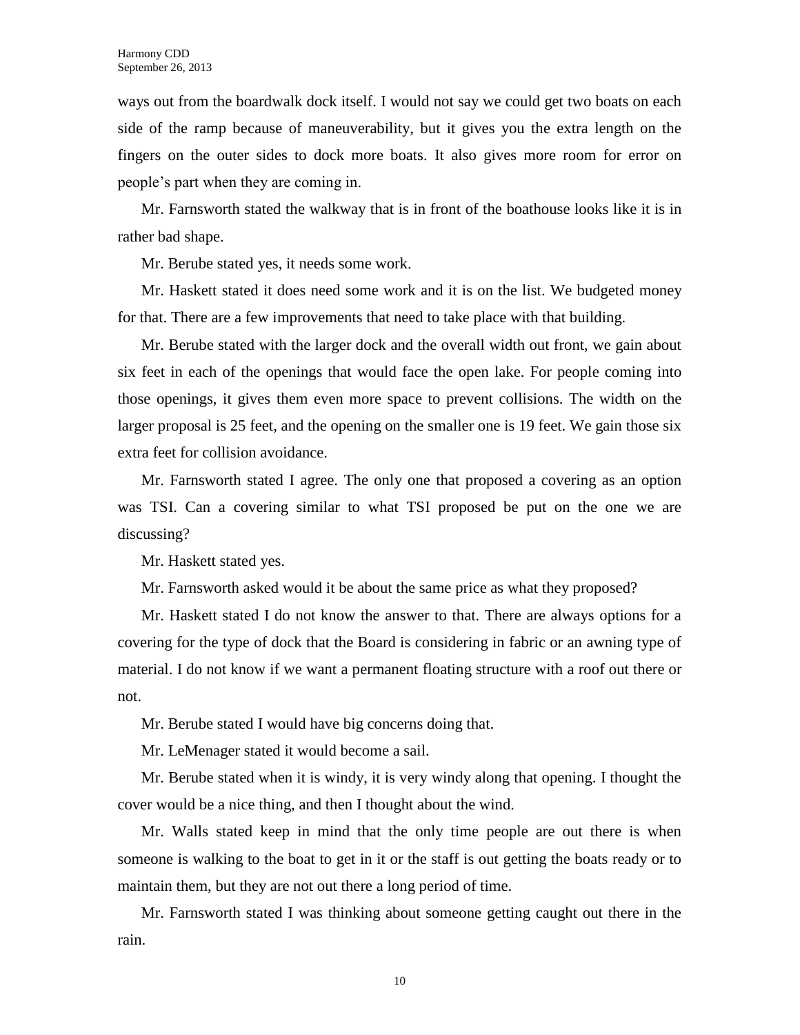ways out from the boardwalk dock itself. I would not say we could get two boats on each side of the ramp because of maneuverability, but it gives you the extra length on the fingers on the outer sides to dock more boats. It also gives more room for error on people's part when they are coming in.

Mr. Farnsworth stated the walkway that is in front of the boathouse looks like it is in rather bad shape.

Mr. Berube stated yes, it needs some work.

Mr. Haskett stated it does need some work and it is on the list. We budgeted money for that. There are a few improvements that need to take place with that building.

Mr. Berube stated with the larger dock and the overall width out front, we gain about six feet in each of the openings that would face the open lake. For people coming into those openings, it gives them even more space to prevent collisions. The width on the larger proposal is 25 feet, and the opening on the smaller one is 19 feet. We gain those six extra feet for collision avoidance.

Mr. Farnsworth stated I agree. The only one that proposed a covering as an option was TSI. Can a covering similar to what TSI proposed be put on the one we are discussing?

Mr. Haskett stated yes.

Mr. Farnsworth asked would it be about the same price as what they proposed?

Mr. Haskett stated I do not know the answer to that. There are always options for a covering for the type of dock that the Board is considering in fabric or an awning type of material. I do not know if we want a permanent floating structure with a roof out there or not.

Mr. Berube stated I would have big concerns doing that.

Mr. LeMenager stated it would become a sail.

Mr. Berube stated when it is windy, it is very windy along that opening. I thought the cover would be a nice thing, and then I thought about the wind.

Mr. Walls stated keep in mind that the only time people are out there is when someone is walking to the boat to get in it or the staff is out getting the boats ready or to maintain them, but they are not out there a long period of time.

Mr. Farnsworth stated I was thinking about someone getting caught out there in the rain.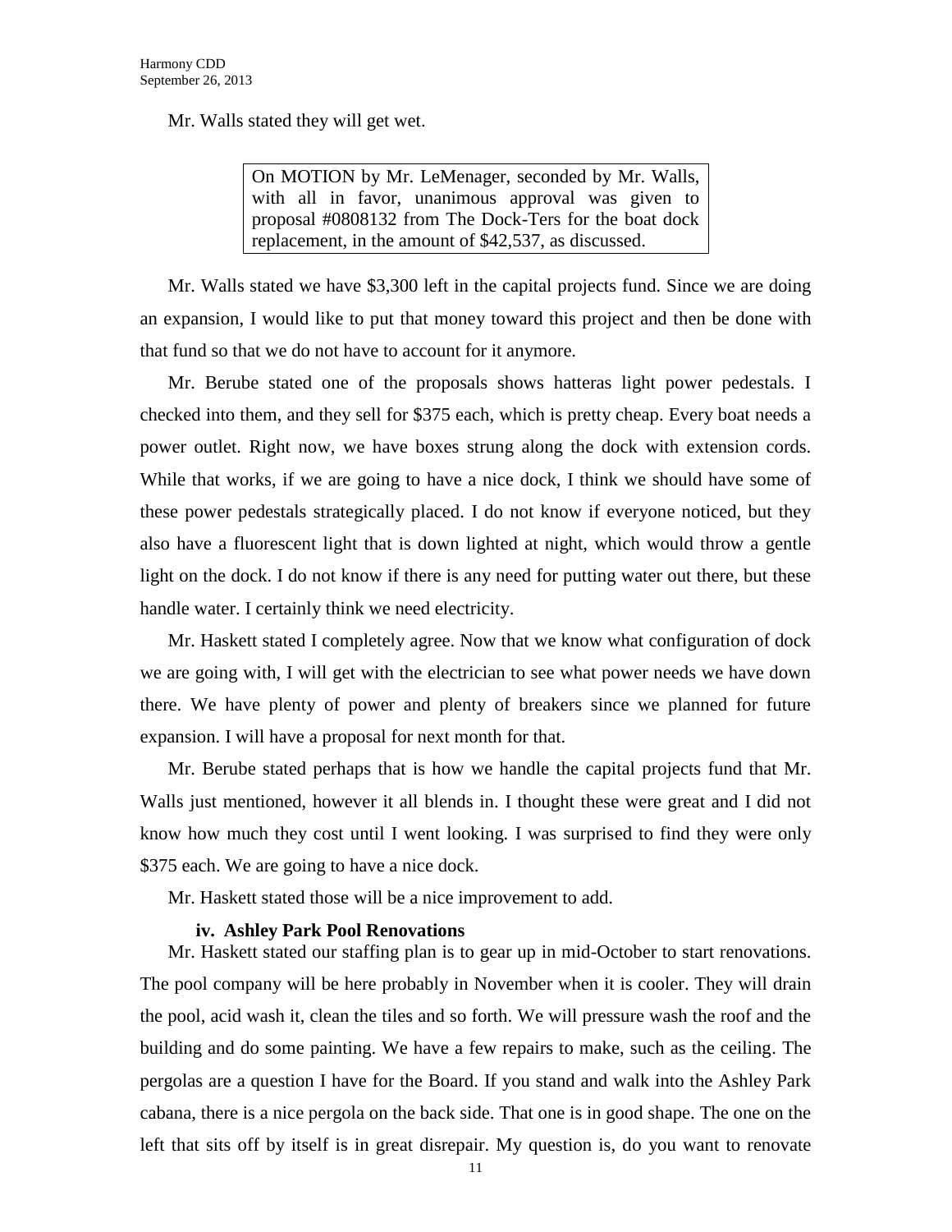Mr. Walls stated they will get wet.

> On MOTION by Mr. LeMenager, seconded by Mr. Walls, with all in favor, unanimous approval was given to proposal #0808132 from The Dock-Ters for the boat dock replacement, in the amount of $42,537, as discussed.

Mr. Walls stated we have $3,300 left in the capital projects fund. Since we are doing an expansion, I would like to put that money toward this project and then be done with that fund so that we do not have to account for it anymore.

Mr. Berube stated one of the proposals shows hatteras light power pedestals. I checked into them, and they sell for $375 each, which is pretty cheap. Every boat needs a power outlet. Right now, we have boxes strung along the dock with extension cords. While that works, if we are going to have a nice dock, I think we should have some of these power pedestals strategically placed. I do not know if everyone noticed, but they also have a fluorescent light that is down lighted at night, which would throw a gentle light on the dock. I do not know if there is any need for putting water out there, but these handle water. I certainly think we need electricity.

Mr. Haskett stated I completely agree. Now that we know what configuration of dock we are going with, I will get with the electrician to see what power needs we have down there. We have plenty of power and plenty of breakers since we planned for future expansion. I will have a proposal for next month for that.

Mr. Berube stated perhaps that is how we handle the capital projects fund that Mr. Walls just mentioned, however it all blends in. I thought these were great and I did not know how much they cost until I went looking. I was surprised to find they were only $375 each. We are going to have a nice dock.

Mr. Haskett stated those will be a nice improvement to add.

**iv. Ashley Park Pool Renovations**

Mr. Haskett stated our staffing plan is to gear up in mid-October to start renovations. The pool company will be here probably in November when it is cooler. They will drain the pool, acid wash it, clean the tiles and so forth. We will pressure wash the roof and the building and do some painting. We have a few repairs to make, such as the ceiling. The pergolas are a question I have for the Board. If you stand and walk into the Ashley Park cabana, there is a nice pergola on the back side. That one is in good shape. The one on the left that sits off by itself is in great disrepair. My question is, do you want to renovate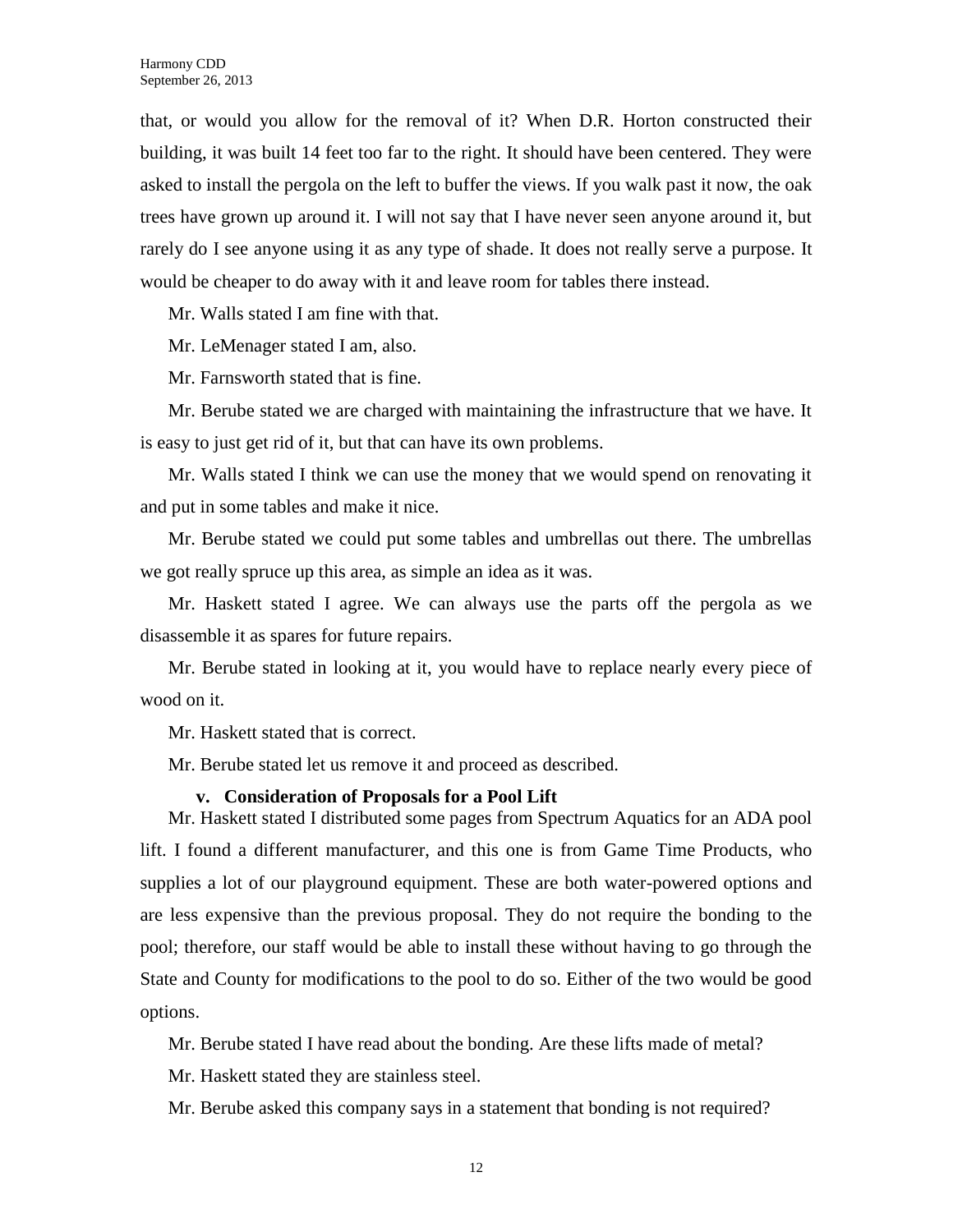that, or would you allow for the removal of it? When D.R. Horton constructed their building, it was built 14 feet too far to the right. It should have been centered. They were asked to install the pergola on the left to buffer the views. If you walk past it now, the oak trees have grown up around it. I will not say that I have never seen anyone around it, but rarely do I see anyone using it as any type of shade. It does not really serve a purpose. It would be cheaper to do away with it and leave room for tables there instead.

Mr. Walls stated I am fine with that.

Mr. LeMenager stated I am, also.

Mr. Farnsworth stated that is fine.

Mr. Berube stated we are charged with maintaining the infrastructure that we have. It is easy to just get rid of it, but that can have its own problems.

Mr. Walls stated I think we can use the money that we would spend on renovating it and put in some tables and make it nice.

Mr. Berube stated we could put some tables and umbrellas out there. The umbrellas we got really spruce up this area, as simple an idea as it was.

Mr. Haskett stated I agree. We can always use the parts off the pergola as we disassemble it as spares for future repairs.

Mr. Berube stated in looking at it, you would have to replace nearly every piece of wood on it.

Mr. Haskett stated that is correct.

Mr. Berube stated let us remove it and proceed as described.

**v. Consideration of Proposals for a Pool Lift**

Mr. Haskett stated I distributed some pages from Spectrum Aquatics for an ADA pool lift. I found a different manufacturer, and this one is from Game Time Products, who supplies a lot of our playground equipment. These are both water-powered options and are less expensive than the previous proposal. They do not require the bonding to the pool; therefore, our staff would be able to install these without having to go through the State and County for modifications to the pool to do so. Either of the two would be good options.

Mr. Berube stated I have read about the bonding. Are these lifts made of metal?

Mr. Haskett stated they are stainless steel.

Mr. Berube asked this company says in a statement that bonding is not required?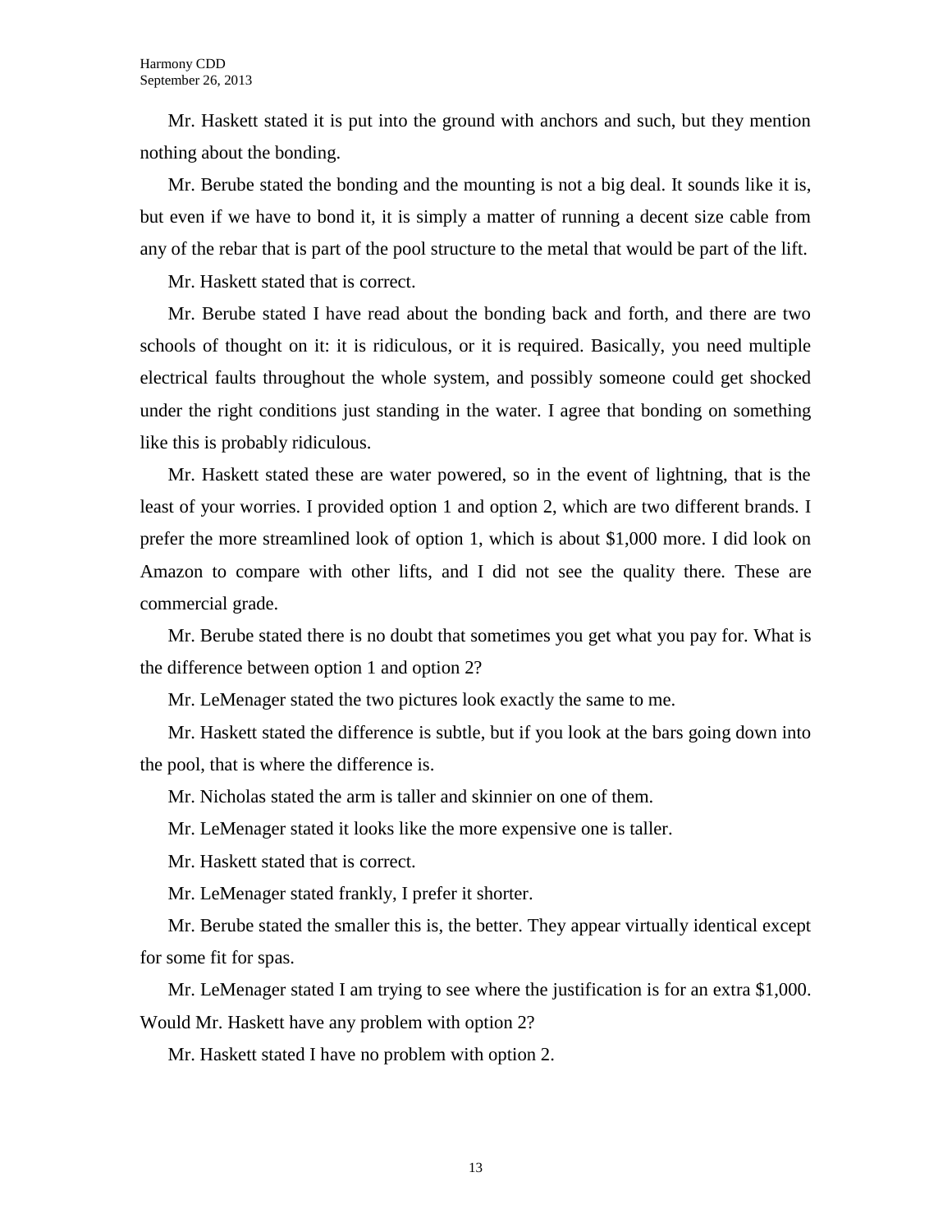Mr. Haskett stated it is put into the ground with anchors and such, but they mention nothing about the bonding.

Mr. Berube stated the bonding and the mounting is not a big deal. It sounds like it is, but even if we have to bond it, it is simply a matter of running a decent size cable from any of the rebar that is part of the pool structure to the metal that would be part of the lift.

Mr. Haskett stated that is correct.

Mr. Berube stated I have read about the bonding back and forth, and there are two schools of thought on it: it is ridiculous, or it is required. Basically, you need multiple electrical faults throughout the whole system, and possibly someone could get shocked under the right conditions just standing in the water. I agree that bonding on something like this is probably ridiculous.

Mr. Haskett stated these are water powered, so in the event of lightning, that is the least of your worries. I provided option 1 and option 2, which are two different brands. I prefer the more streamlined look of option 1, which is about $1,000 more. I did look on Amazon to compare with other lifts, and I did not see the quality there. These are commercial grade.

Mr. Berube stated there is no doubt that sometimes you get what you pay for. What is the difference between option 1 and option 2?

Mr. LeMenager stated the two pictures look exactly the same to me.

Mr. Haskett stated the difference is subtle, but if you look at the bars going down into the pool, that is where the difference is.

Mr. Nicholas stated the arm is taller and skinnier on one of them.

Mr. LeMenager stated it looks like the more expensive one is taller.

Mr. Haskett stated that is correct.

Mr. LeMenager stated frankly, I prefer it shorter.

Mr. Berube stated the smaller this is, the better. They appear virtually identical except for some fit for spas.

Mr. LeMenager stated I am trying to see where the justification is for an extra $1,000. Would Mr. Haskett have any problem with option 2?

Mr. Haskett stated I have no problem with option 2.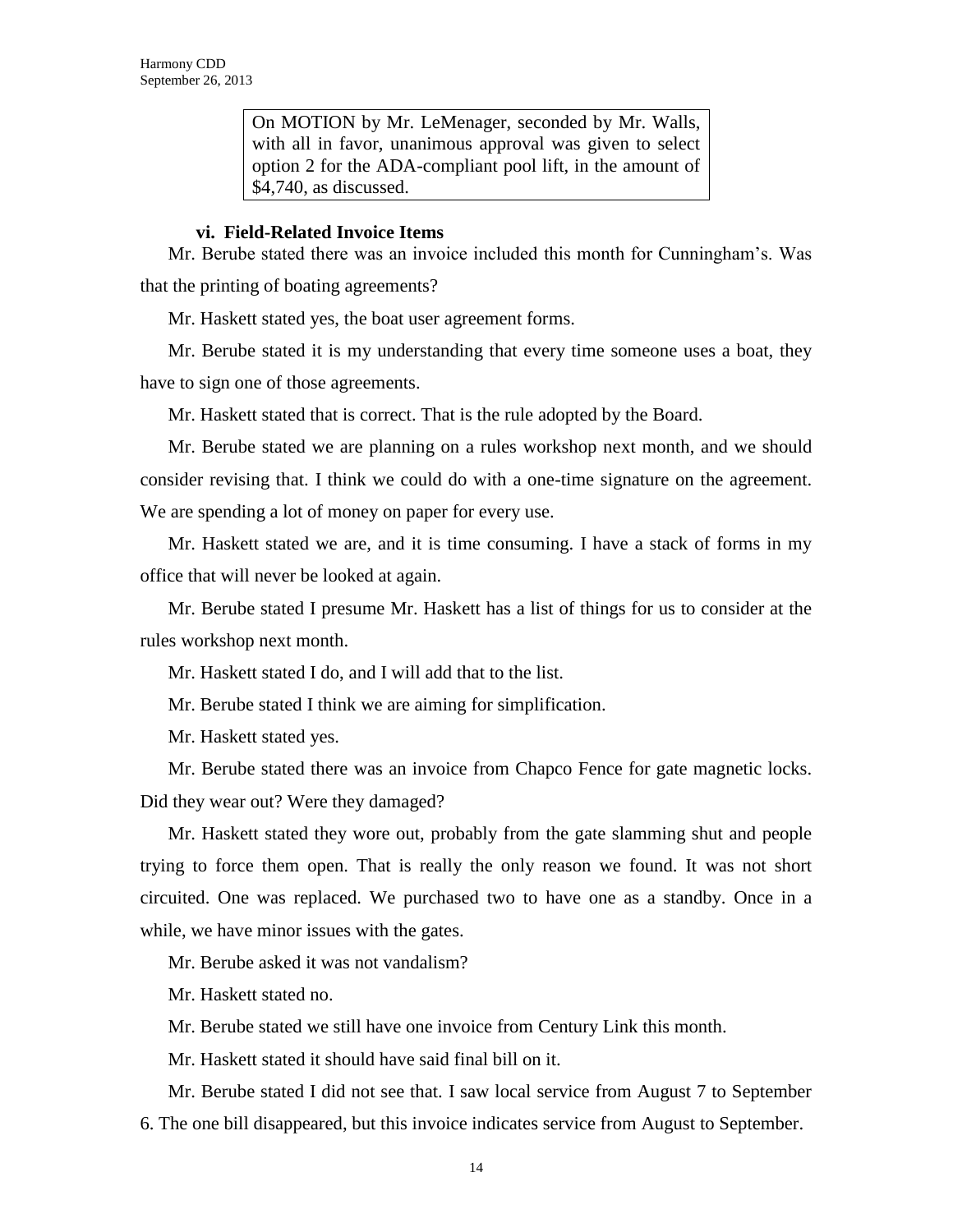> On MOTION by Mr. LeMenager, seconded by Mr. Walls, with all in favor, unanimous approval was given to select option 2 for the ADA-compliant pool lift, in the amount of $4,740, as discussed.

**vi. Field-Related Invoice Items**

Mr. Berube stated there was an invoice included this month for Cunningham's. Was that the printing of boating agreements?

Mr. Haskett stated yes, the boat user agreement forms.

Mr. Berube stated it is my understanding that every time someone uses a boat, they have to sign one of those agreements.

Mr. Haskett stated that is correct. That is the rule adopted by the Board.

Mr. Berube stated we are planning on a rules workshop next month, and we should consider revising that. I think we could do with a one-time signature on the agreement. We are spending a lot of money on paper for every use.

Mr. Haskett stated we are, and it is time consuming. I have a stack of forms in my office that will never be looked at again.

Mr. Berube stated I presume Mr. Haskett has a list of things for us to consider at the rules workshop next month.

Mr. Haskett stated I do, and I will add that to the list.

Mr. Berube stated I think we are aiming for simplification.

Mr. Haskett stated yes.

Mr. Berube stated there was an invoice from Chapco Fence for gate magnetic locks. Did they wear out? Were they damaged?

Mr. Haskett stated they wore out, probably from the gate slamming shut and people trying to force them open. That is really the only reason we found. It was not short circuited. One was replaced. We purchased two to have one as a standby. Once in a while, we have minor issues with the gates.

Mr. Berube asked it was not vandalism?

Mr. Haskett stated no.

Mr. Berube stated we still have one invoice from Century Link this month.

Mr. Haskett stated it should have said final bill on it.

Mr. Berube stated I did not see that. I saw local service from August 7 to September 6. The one bill disappeared, but this invoice indicates service from August to September.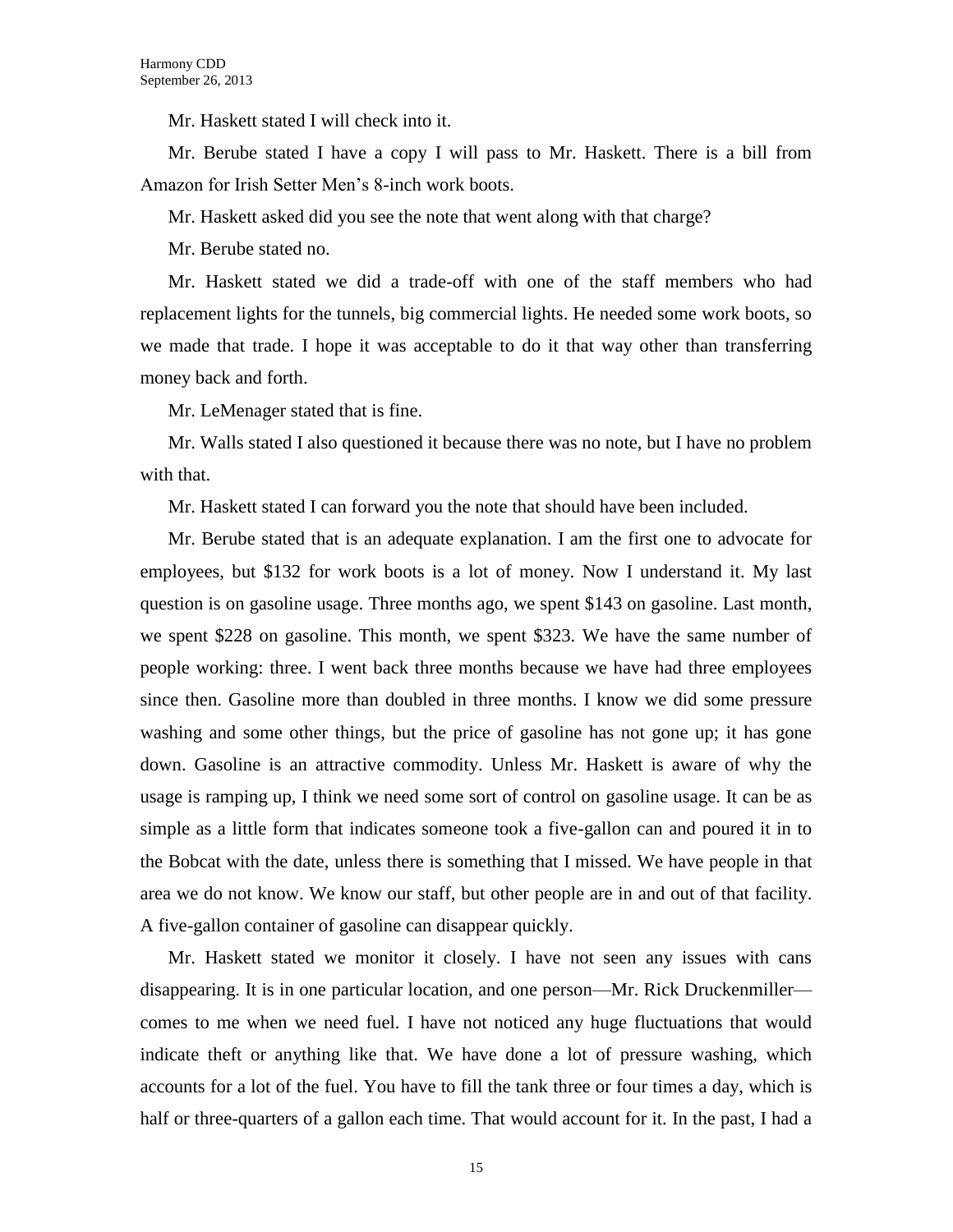Mr. Haskett stated I will check into it.

Mr. Berube stated I have a copy I will pass to Mr. Haskett. There is a bill from Amazon for Irish Setter Men's 8-inch work boots.

Mr. Haskett asked did you see the note that went along with that charge?

Mr. Berube stated no.

Mr. Haskett stated we did a trade-off with one of the staff members who had replacement lights for the tunnels, big commercial lights. He needed some work boots, so we made that trade. I hope it was acceptable to do it that way other than transferring money back and forth.

Mr. LeMenager stated that is fine.

Mr. Walls stated I also questioned it because there was no note, but I have no problem with that.

Mr. Haskett stated I can forward you the note that should have been included.

Mr. Berube stated that is an adequate explanation. I am the first one to advocate for employees, but $132 for work boots is a lot of money. Now I understand it. My last question is on gasoline usage. Three months ago, we spent $143 on gasoline. Last month, we spent $228 on gasoline. This month, we spent $323. We have the same number of people working: three. I went back three months because we have had three employees since then. Gasoline more than doubled in three months. I know we did some pressure washing and some other things, but the price of gasoline has not gone up; it has gone down. Gasoline is an attractive commodity. Unless Mr. Haskett is aware of why the usage is ramping up, I think we need some sort of control on gasoline usage. It can be as simple as a little form that indicates someone took a five-gallon can and poured it in to the Bobcat with the date, unless there is something that I missed. We have people in that area we do not know. We know our staff, but other people are in and out of that facility. A five-gallon container of gasoline can disappear quickly.

Mr. Haskett stated we monitor it closely. I have not seen any issues with cans disappearing. It is in one particular location, and one person—Mr. Rick Druckenmiller—comes to me when we need fuel. I have not noticed any huge fluctuations that would indicate theft or anything like that. We have done a lot of pressure washing, which accounts for a lot of the fuel. You have to fill the tank three or four times a day, which is half or three-quarters of a gallon each time. That would account for it. In the past, I had a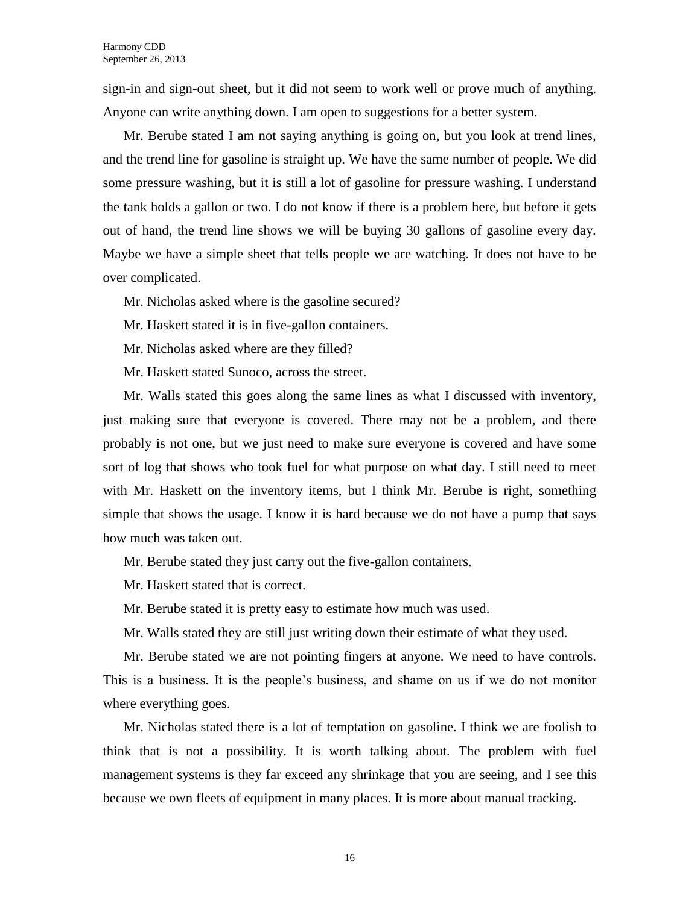sign-in and sign-out sheet, but it did not seem to work well or prove much of anything. Anyone can write anything down. I am open to suggestions for a better system.

Mr. Berube stated I am not saying anything is going on, but you look at trend lines, and the trend line for gasoline is straight up. We have the same number of people. We did some pressure washing, but it is still a lot of gasoline for pressure washing. I understand the tank holds a gallon or two. I do not know if there is a problem here, but before it gets out of hand, the trend line shows we will be buying 30 gallons of gasoline every day. Maybe we have a simple sheet that tells people we are watching. It does not have to be over complicated.

Mr. Nicholas asked where is the gasoline secured?

Mr. Haskett stated it is in five-gallon containers.

Mr. Nicholas asked where are they filled?

Mr. Haskett stated Sunoco, across the street.

Mr. Walls stated this goes along the same lines as what I discussed with inventory, just making sure that everyone is covered. There may not be a problem, and there probably is not one, but we just need to make sure everyone is covered and have some sort of log that shows who took fuel for what purpose on what day. I still need to meet with Mr. Haskett on the inventory items, but I think Mr. Berube is right, something simple that shows the usage. I know it is hard because we do not have a pump that says how much was taken out.

Mr. Berube stated they just carry out the five-gallon containers.

Mr. Haskett stated that is correct.

Mr. Berube stated it is pretty easy to estimate how much was used.

Mr. Walls stated they are still just writing down their estimate of what they used.

Mr. Berube stated we are not pointing fingers at anyone. We need to have controls. This is a business. It is the people's business, and shame on us if we do not monitor where everything goes.

Mr. Nicholas stated there is a lot of temptation on gasoline. I think we are foolish to think that is not a possibility. It is worth talking about. The problem with fuel management systems is they far exceed any shrinkage that you are seeing, and I see this because we own fleets of equipment in many places. It is more about manual tracking.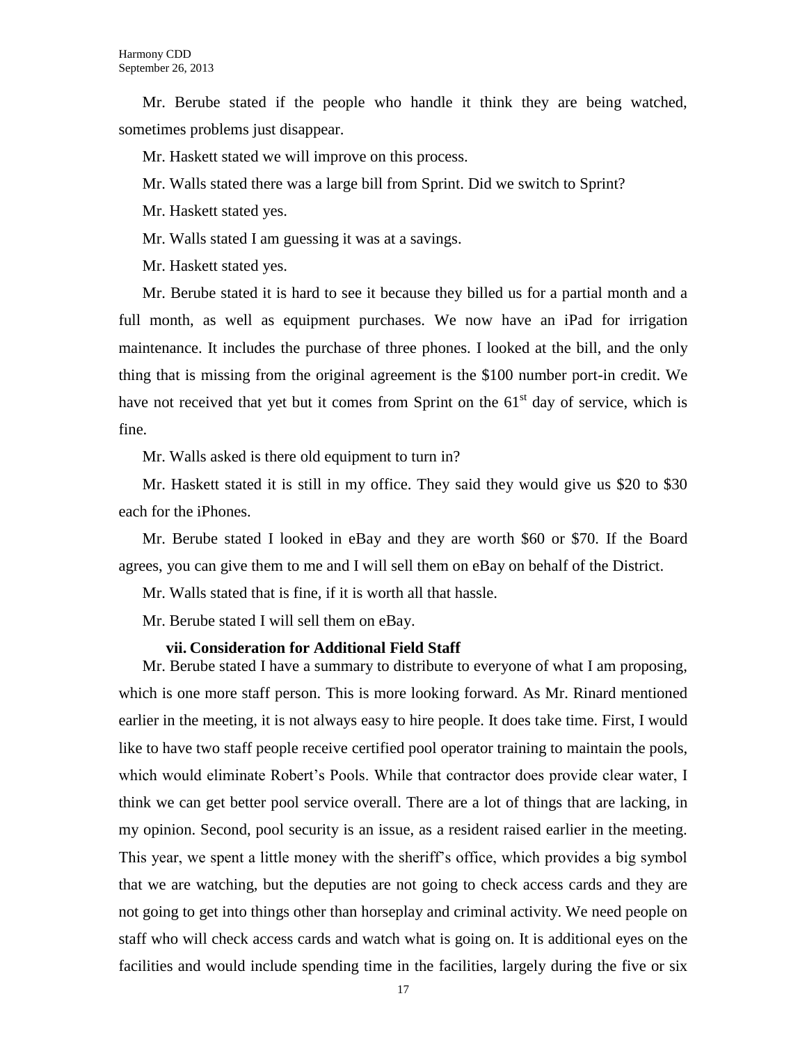Mr. Berube stated if the people who handle it think they are being watched, sometimes problems just disappear.

Mr. Haskett stated we will improve on this process.

Mr. Walls stated there was a large bill from Sprint. Did we switch to Sprint?

Mr. Haskett stated yes.

Mr. Walls stated I am guessing it was at a savings.

Mr. Haskett stated yes.

Mr. Berube stated it is hard to see it because they billed us for a partial month and a full month, as well as equipment purchases. We now have an iPad for irrigation maintenance. It includes the purchase of three phones. I looked at the bill, and the only thing that is missing from the original agreement is the $100 number port-in credit. We have not received that yet but it comes from Sprint on the 61st day of service, which is fine.

Mr. Walls asked is there old equipment to turn in?

Mr. Haskett stated it is still in my office. They said they would give us $20 to $30 each for the iPhones.

Mr. Berube stated I looked in eBay and they are worth $60 or $70. If the Board agrees, you can give them to me and I will sell them on eBay on behalf of the District.

Mr. Walls stated that is fine, if it is worth all that hassle.

Mr. Berube stated I will sell them on eBay.

**vii. Consideration for Additional Field Staff**

Mr. Berube stated I have a summary to distribute to everyone of what I am proposing, which is one more staff person. This is more looking forward. As Mr. Rinard mentioned earlier in the meeting, it is not always easy to hire people. It does take time. First, I would like to have two staff people receive certified pool operator training to maintain the pools, which would eliminate Robert's Pools. While that contractor does provide clear water, I think we can get better pool service overall. There are a lot of things that are lacking, in my opinion. Second, pool security is an issue, as a resident raised earlier in the meeting. This year, we spent a little money with the sheriff's office, which provides a big symbol that we are watching, but the deputies are not going to check access cards and they are not going to get into things other than horseplay and criminal activity. We need people on staff who will check access cards and watch what is going on. It is additional eyes on the facilities and would include spending time in the facilities, largely during the five or six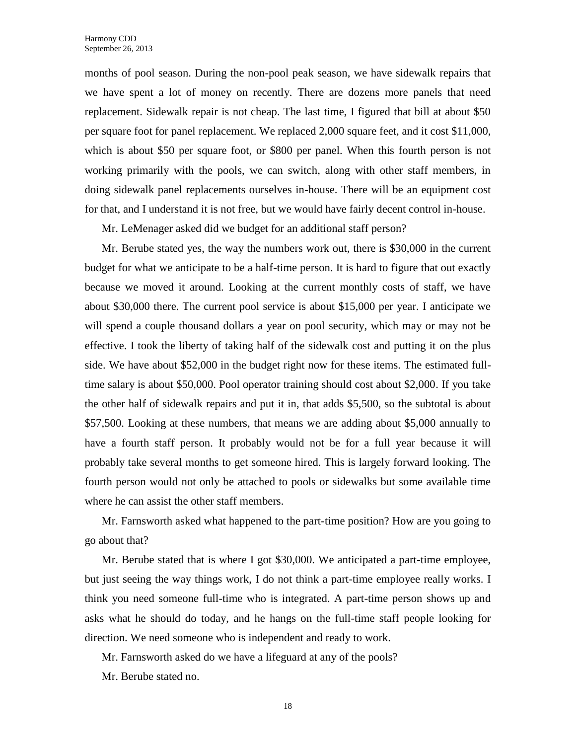months of pool season. During the non-pool peak season, we have sidewalk repairs that we have spent a lot of money on recently. There are dozens more panels that need replacement. Sidewalk repair is not cheap. The last time, I figured that bill at about $50 per square foot for panel replacement. We replaced 2,000 square feet, and it cost $11,000, which is about $50 per square foot, or $800 per panel. When this fourth person is not working primarily with the pools, we can switch, along with other staff members, in doing sidewalk panel replacements ourselves in-house. There will be an equipment cost for that, and I understand it is not free, but we would have fairly decent control in-house.

Mr. LeMenager asked did we budget for an additional staff person?

Mr. Berube stated yes, the way the numbers work out, there is $30,000 in the current budget for what we anticipate to be a half-time person. It is hard to figure that out exactly because we moved it around. Looking at the current monthly costs of staff, we have about $30,000 there. The current pool service is about $15,000 per year. I anticipate we will spend a couple thousand dollars a year on pool security, which may or may not be effective. I took the liberty of taking half of the sidewalk cost and putting it on the plus side. We have about $52,000 in the budget right now for these items. The estimated full-time salary is about $50,000. Pool operator training should cost about $2,000. If you take the other half of sidewalk repairs and put it in, that adds $5,500, so the subtotal is about $57,500. Looking at these numbers, that means we are adding about $5,000 annually to have a fourth staff person. It probably would not be for a full year because it will probably take several months to get someone hired. This is largely forward looking. The fourth person would not only be attached to pools or sidewalks but some available time where he can assist the other staff members.

Mr. Farnsworth asked what happened to the part-time position? How are you going to go about that?

Mr. Berube stated that is where I got $30,000. We anticipated a part-time employee, but just seeing the way things work, I do not think a part-time employee really works. I think you need someone full-time who is integrated. A part-time person shows up and asks what he should do today, and he hangs on the full-time staff people looking for direction. We need someone who is independent and ready to work.

Mr. Farnsworth asked do we have a lifeguard at any of the pools?

Mr. Berube stated no.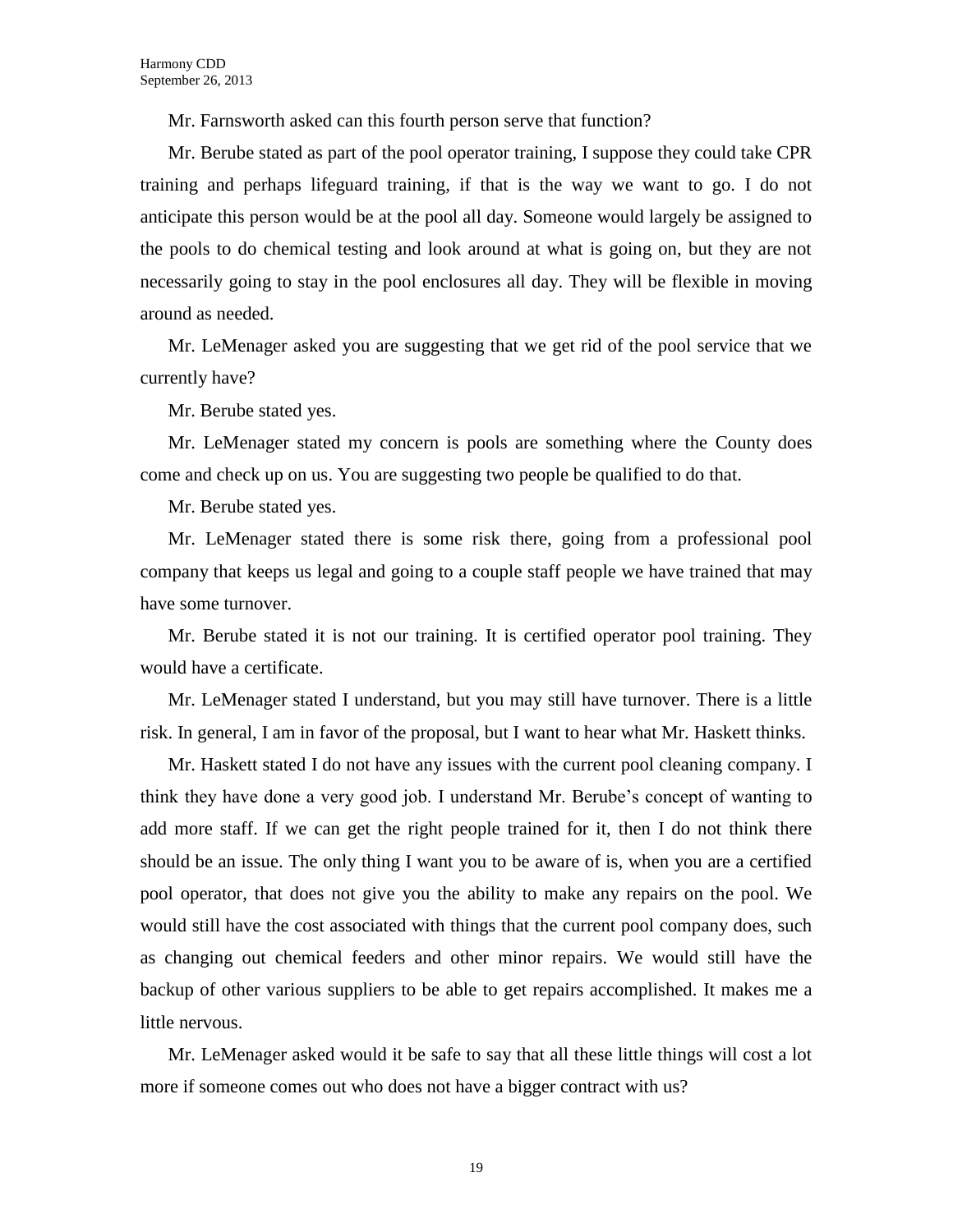Mr. Farnsworth asked can this fourth person serve that function?

Mr. Berube stated as part of the pool operator training, I suppose they could take CPR training and perhaps lifeguard training, if that is the way we want to go. I do not anticipate this person would be at the pool all day. Someone would largely be assigned to the pools to do chemical testing and look around at what is going on, but they are not necessarily going to stay in the pool enclosures all day. They will be flexible in moving around as needed.

Mr. LeMenager asked you are suggesting that we get rid of the pool service that we currently have?

Mr. Berube stated yes.

Mr. LeMenager stated my concern is pools are something where the County does come and check up on us. You are suggesting two people be qualified to do that.

Mr. Berube stated yes.

Mr. LeMenager stated there is some risk there, going from a professional pool company that keeps us legal and going to a couple staff people we have trained that may have some turnover.

Mr. Berube stated it is not our training. It is certified operator pool training. They would have a certificate.

Mr. LeMenager stated I understand, but you may still have turnover. There is a little risk. In general, I am in favor of the proposal, but I want to hear what Mr. Haskett thinks.

Mr. Haskett stated I do not have any issues with the current pool cleaning company. I think they have done a very good job. I understand Mr. Berube's concept of wanting to add more staff. If we can get the right people trained for it, then I do not think there should be an issue. The only thing I want you to be aware of is, when you are a certified pool operator, that does not give you the ability to make any repairs on the pool. We would still have the cost associated with things that the current pool company does, such as changing out chemical feeders and other minor repairs. We would still have the backup of other various suppliers to be able to get repairs accomplished. It makes me a little nervous.

Mr. LeMenager asked would it be safe to say that all these little things will cost a lot more if someone comes out who does not have a bigger contract with us?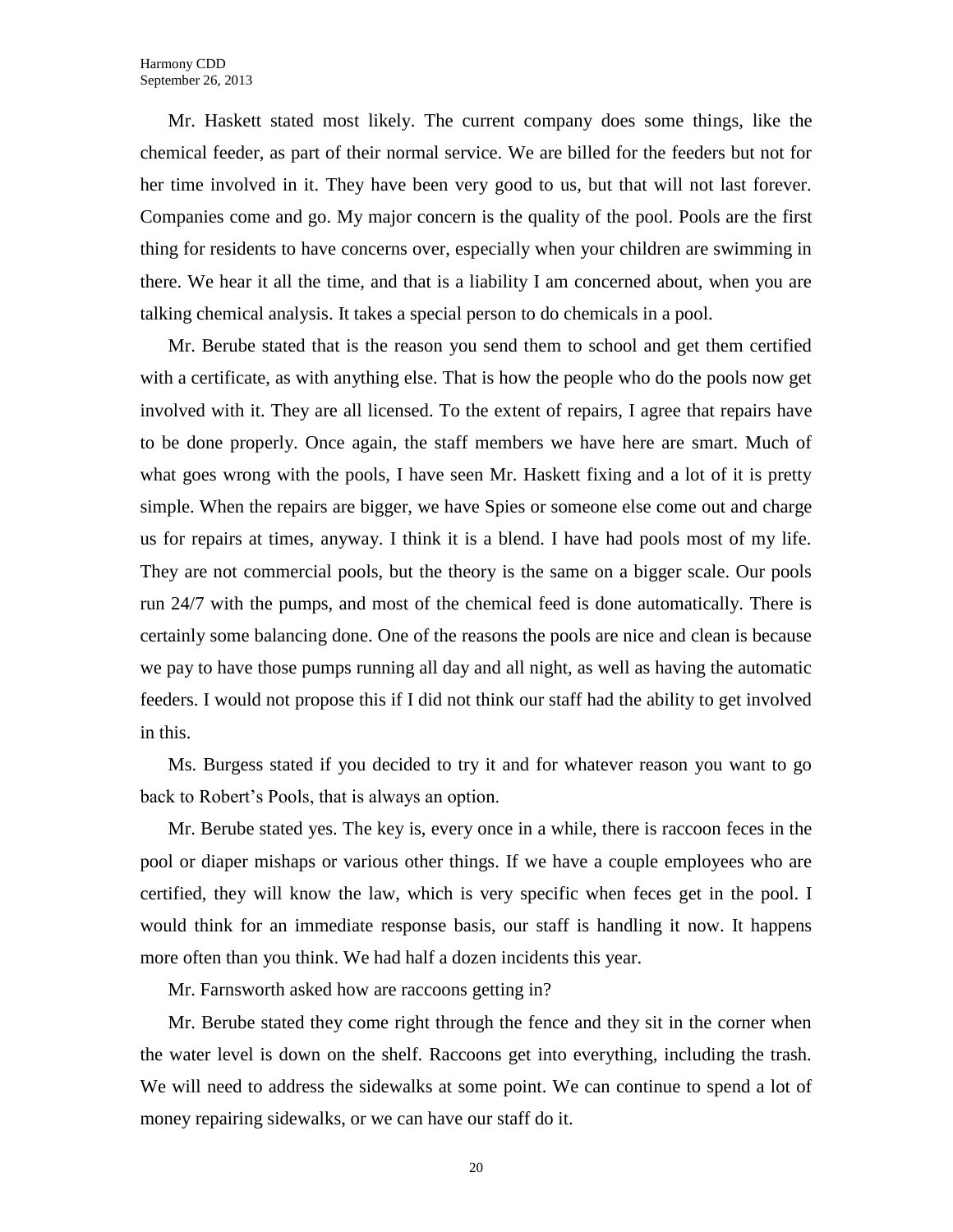Mr. Haskett stated most likely. The current company does some things, like the chemical feeder, as part of their normal service. We are billed for the feeders but not for her time involved in it. They have been very good to us, but that will not last forever. Companies come and go. My major concern is the quality of the pool. Pools are the first thing for residents to have concerns over, especially when your children are swimming in there. We hear it all the time, and that is a liability I am concerned about, when you are talking chemical analysis. It takes a special person to do chemicals in a pool.

Mr. Berube stated that is the reason you send them to school and get them certified with a certificate, as with anything else. That is how the people who do the pools now get involved with it. They are all licensed. To the extent of repairs, I agree that repairs have to be done properly. Once again, the staff members we have here are smart. Much of what goes wrong with the pools, I have seen Mr. Haskett fixing and a lot of it is pretty simple. When the repairs are bigger, we have Spies or someone else come out and charge us for repairs at times, anyway. I think it is a blend. I have had pools most of my life. They are not commercial pools, but the theory is the same on a bigger scale. Our pools run 24/7 with the pumps, and most of the chemical feed is done automatically. There is certainly some balancing done. One of the reasons the pools are nice and clean is because we pay to have those pumps running all day and all night, as well as having the automatic feeders. I would not propose this if I did not think our staff had the ability to get involved in this.

Ms. Burgess stated if you decided to try it and for whatever reason you want to go back to Robert's Pools, that is always an option.

Mr. Berube stated yes. The key is, every once in a while, there is raccoon feces in the pool or diaper mishaps or various other things. If we have a couple employees who are certified, they will know the law, which is very specific when feces get in the pool. I would think for an immediate response basis, our staff is handling it now. It happens more often than you think. We had half a dozen incidents this year.

Mr. Farnsworth asked how are raccoons getting in?

Mr. Berube stated they come right through the fence and they sit in the corner when the water level is down on the shelf. Raccoons get into everything, including the trash. We will need to address the sidewalks at some point. We can continue to spend a lot of money repairing sidewalks, or we can have our staff do it.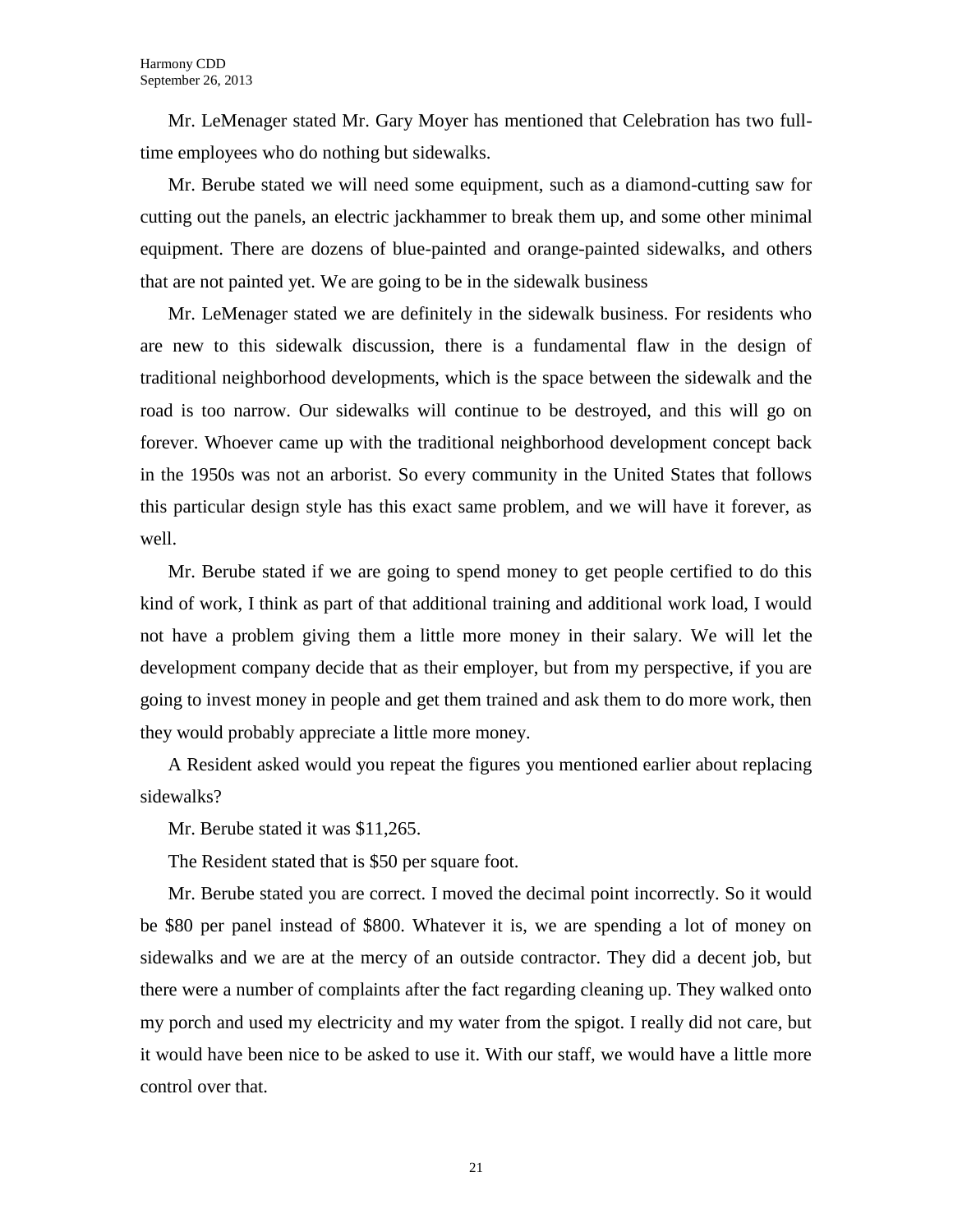Mr. LeMenager stated Mr. Gary Moyer has mentioned that Celebration has two full-time employees who do nothing but sidewalks.

Mr. Berube stated we will need some equipment, such as a diamond-cutting saw for cutting out the panels, an electric jackhammer to break them up, and some other minimal equipment. There are dozens of blue-painted and orange-painted sidewalks, and others that are not painted yet. We are going to be in the sidewalk business

Mr. LeMenager stated we are definitely in the sidewalk business. For residents who are new to this sidewalk discussion, there is a fundamental flaw in the design of traditional neighborhood developments, which is the space between the sidewalk and the road is too narrow. Our sidewalks will continue to be destroyed, and this will go on forever. Whoever came up with the traditional neighborhood development concept back in the 1950s was not an arborist. So every community in the United States that follows this particular design style has this exact same problem, and we will have it forever, as well.

Mr. Berube stated if we are going to spend money to get people certified to do this kind of work, I think as part of that additional training and additional work load, I would not have a problem giving them a little more money in their salary. We will let the development company decide that as their employer, but from my perspective, if you are going to invest money in people and get them trained and ask them to do more work, then they would probably appreciate a little more money.

A Resident asked would you repeat the figures you mentioned earlier about replacing sidewalks?

Mr. Berube stated it was $11,265.

The Resident stated that is $50 per square foot.

Mr. Berube stated you are correct. I moved the decimal point incorrectly. So it would be $80 per panel instead of $800. Whatever it is, we are spending a lot of money on sidewalks and we are at the mercy of an outside contractor. They did a decent job, but there were a number of complaints after the fact regarding cleaning up. They walked onto my porch and used my electricity and my water from the spigot. I really did not care, but it would have been nice to be asked to use it. With our staff, we would have a little more control over that.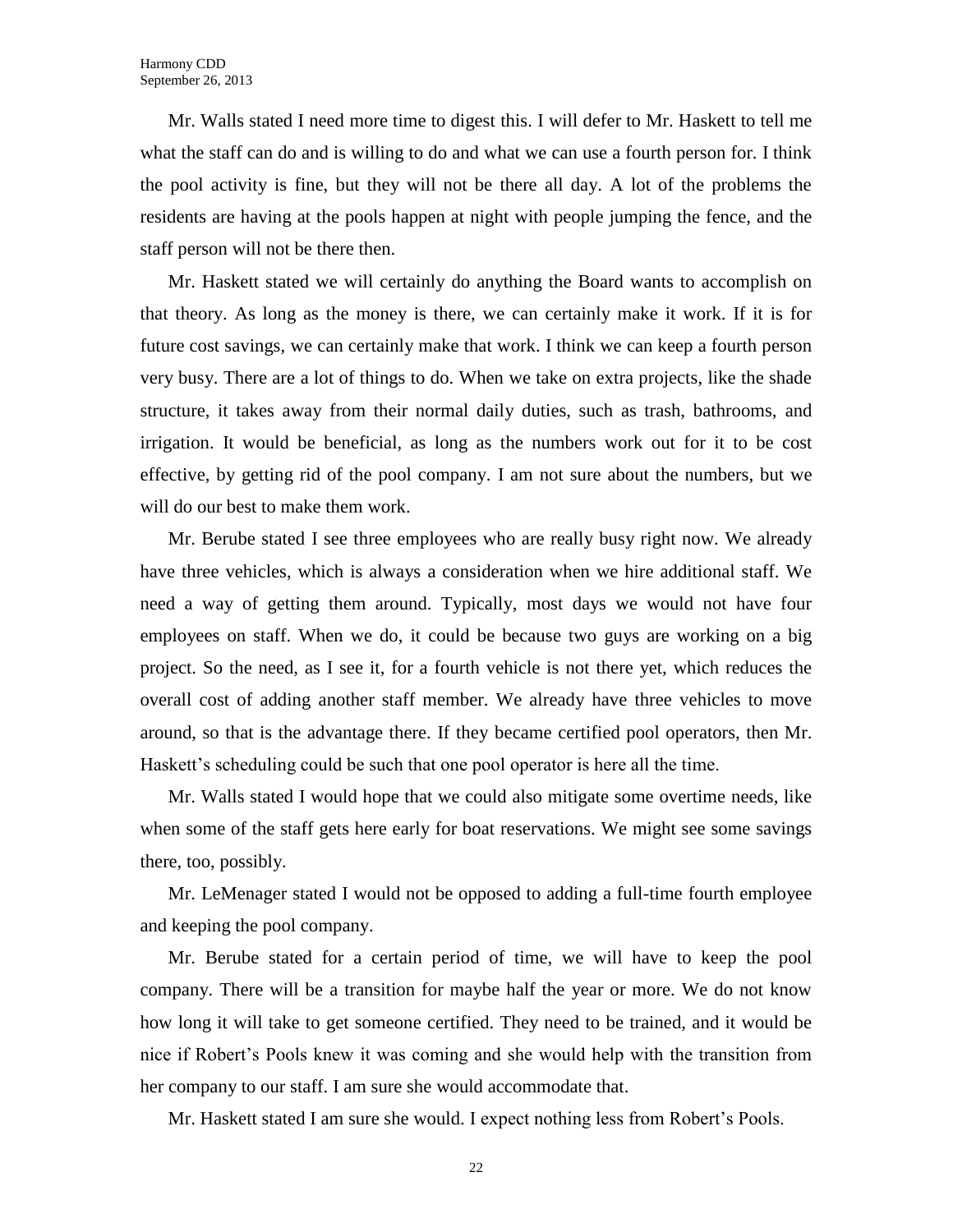Mr. Walls stated I need more time to digest this. I will defer to Mr. Haskett to tell me what the staff can do and is willing to do and what we can use a fourth person for. I think the pool activity is fine, but they will not be there all day. A lot of the problems the residents are having at the pools happen at night with people jumping the fence, and the staff person will not be there then.

Mr. Haskett stated we will certainly do anything the Board wants to accomplish on that theory. As long as the money is there, we can certainly make it work. If it is for future cost savings, we can certainly make that work. I think we can keep a fourth person very busy. There are a lot of things to do. When we take on extra projects, like the shade structure, it takes away from their normal daily duties, such as trash, bathrooms, and irrigation. It would be beneficial, as long as the numbers work out for it to be cost effective, by getting rid of the pool company. I am not sure about the numbers, but we will do our best to make them work.

Mr. Berube stated I see three employees who are really busy right now. We already have three vehicles, which is always a consideration when we hire additional staff. We need a way of getting them around. Typically, most days we would not have four employees on staff. When we do, it could be because two guys are working on a big project. So the need, as I see it, for a fourth vehicle is not there yet, which reduces the overall cost of adding another staff member. We already have three vehicles to move around, so that is the advantage there. If they became certified pool operators, then Mr. Haskett's scheduling could be such that one pool operator is here all the time.

Mr. Walls stated I would hope that we could also mitigate some overtime needs, like when some of the staff gets here early for boat reservations. We might see some savings there, too, possibly.

Mr. LeMenager stated I would not be opposed to adding a full-time fourth employee and keeping the pool company.

Mr. Berube stated for a certain period of time, we will have to keep the pool company. There will be a transition for maybe half the year or more. We do not know how long it will take to get someone certified. They need to be trained, and it would be nice if Robert's Pools knew it was coming and she would help with the transition from her company to our staff. I am sure she would accommodate that.

Mr. Haskett stated I am sure she would. I expect nothing less from Robert's Pools.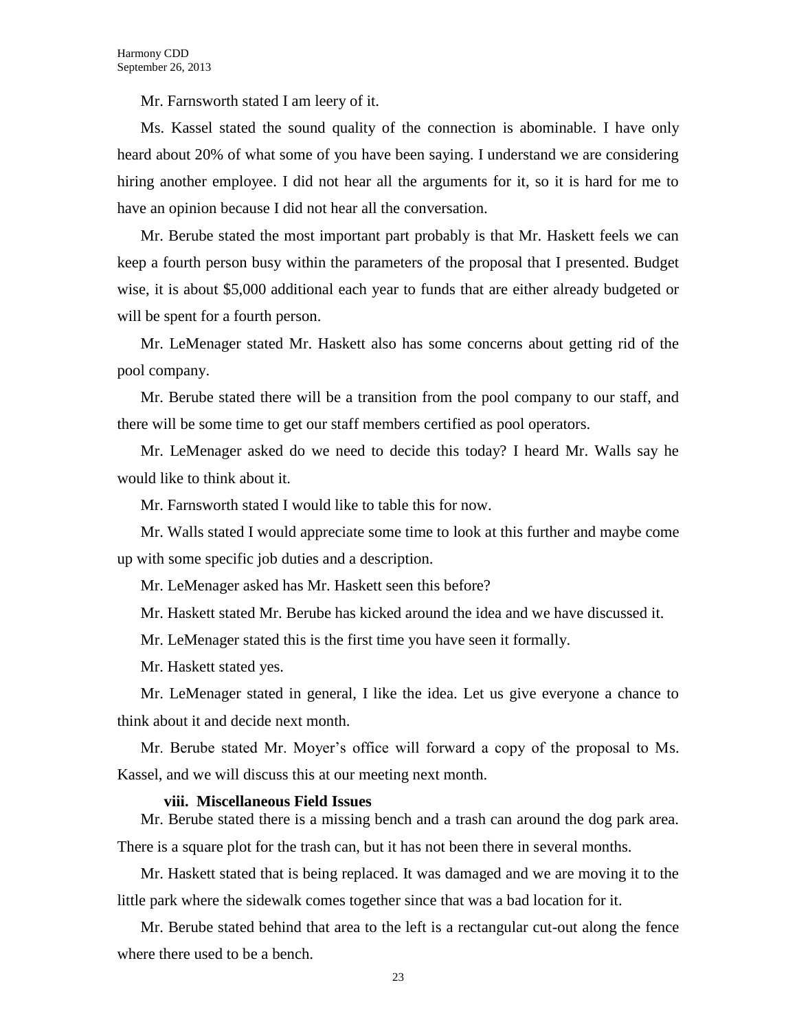Mr. Farnsworth stated I am leery of it.

Ms. Kassel stated the sound quality of the connection is abominable. I have only heard about 20% of what some of you have been saying. I understand we are considering hiring another employee. I did not hear all the arguments for it, so it is hard for me to have an opinion because I did not hear all the conversation.

Mr. Berube stated the most important part probably is that Mr. Haskett feels we can keep a fourth person busy within the parameters of the proposal that I presented. Budget wise, it is about $5,000 additional each year to funds that are either already budgeted or will be spent for a fourth person.

Mr. LeMenager stated Mr. Haskett also has some concerns about getting rid of the pool company.

Mr. Berube stated there will be a transition from the pool company to our staff, and there will be some time to get our staff members certified as pool operators.

Mr. LeMenager asked do we need to decide this today? I heard Mr. Walls say he would like to think about it.

Mr. Farnsworth stated I would like to table this for now.

Mr. Walls stated I would appreciate some time to look at this further and maybe come up with some specific job duties and a description.

Mr. LeMenager asked has Mr. Haskett seen this before?

Mr. Haskett stated Mr. Berube has kicked around the idea and we have discussed it.

Mr. LeMenager stated this is the first time you have seen it formally.

Mr. Haskett stated yes.

Mr. LeMenager stated in general, I like the idea. Let us give everyone a chance to think about it and decide next month.

Mr. Berube stated Mr. Moyer's office will forward a copy of the proposal to Ms. Kassel, and we will discuss this at our meeting next month.

**viii. Miscellaneous Field Issues**

Mr. Berube stated there is a missing bench and a trash can around the dog park area. There is a square plot for the trash can, but it has not been there in several months.

Mr. Haskett stated that is being replaced. It was damaged and we are moving it to the little park where the sidewalk comes together since that was a bad location for it.

Mr. Berube stated behind that area to the left is a rectangular cut-out along the fence where there used to be a bench.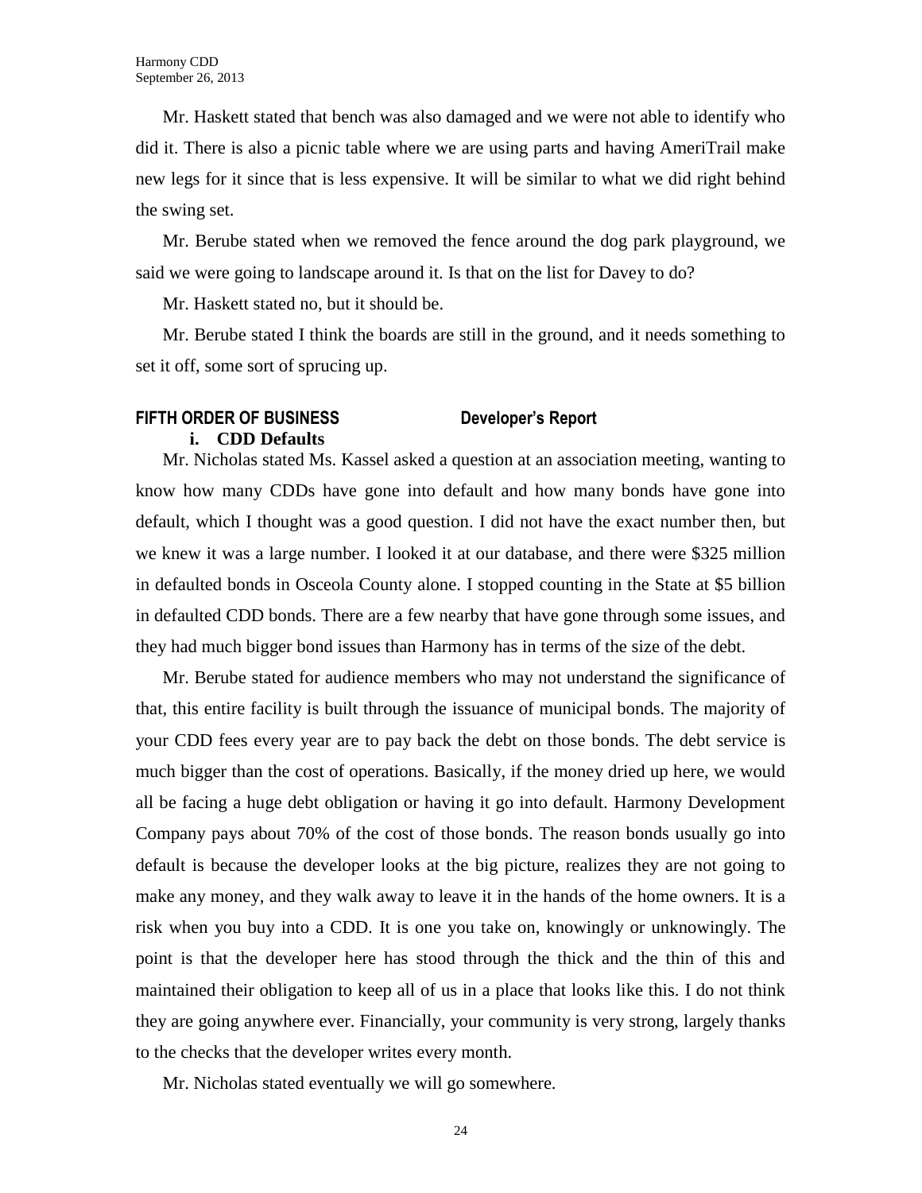Mr. Haskett stated that bench was also damaged and we were not able to identify who did it. There is also a picnic table where we are using parts and having AmeriTrail make new legs for it since that is less expensive. It will be similar to what we did right behind the swing set.

Mr. Berube stated when we removed the fence around the dog park playground, we said we were going to landscape around it. Is that on the list for Davey to do?

Mr. Haskett stated no, but it should be.

Mr. Berube stated I think the boards are still in the ground, and it needs something to set it off, some sort of sprucing up.

## FIFTH ORDER OF BUSINESS Developer's Report

### i. CDD Defaults

Mr. Nicholas stated Ms. Kassel asked a question at an association meeting, wanting to know how many CDDs have gone into default and how many bonds have gone into default, which I thought was a good question. I did not have the exact number then, but we knew it was a large number. I looked it at our database, and there were $325 million in defaulted bonds in Osceola County alone. I stopped counting in the State at $5 billion in defaulted CDD bonds. There are a few nearby that have gone through some issues, and they had much bigger bond issues than Harmony has in terms of the size of the debt.

Mr. Berube stated for audience members who may not understand the significance of that, this entire facility is built through the issuance of municipal bonds. The majority of your CDD fees every year are to pay back the debt on those bonds. The debt service is much bigger than the cost of operations. Basically, if the money dried up here, we would all be facing a huge debt obligation or having it go into default. Harmony Development Company pays about 70% of the cost of those bonds. The reason bonds usually go into default is because the developer looks at the big picture, realizes they are not going to make any money, and they walk away to leave it in the hands of the home owners. It is a risk when you buy into a CDD. It is one you take on, knowingly or unknowingly. The point is that the developer here has stood through the thick and the thin of this and maintained their obligation to keep all of us in a place that looks like this. I do not think they are going anywhere ever. Financially, your community is very strong, largely thanks to the checks that the developer writes every month.

Mr. Nicholas stated eventually we will go somewhere.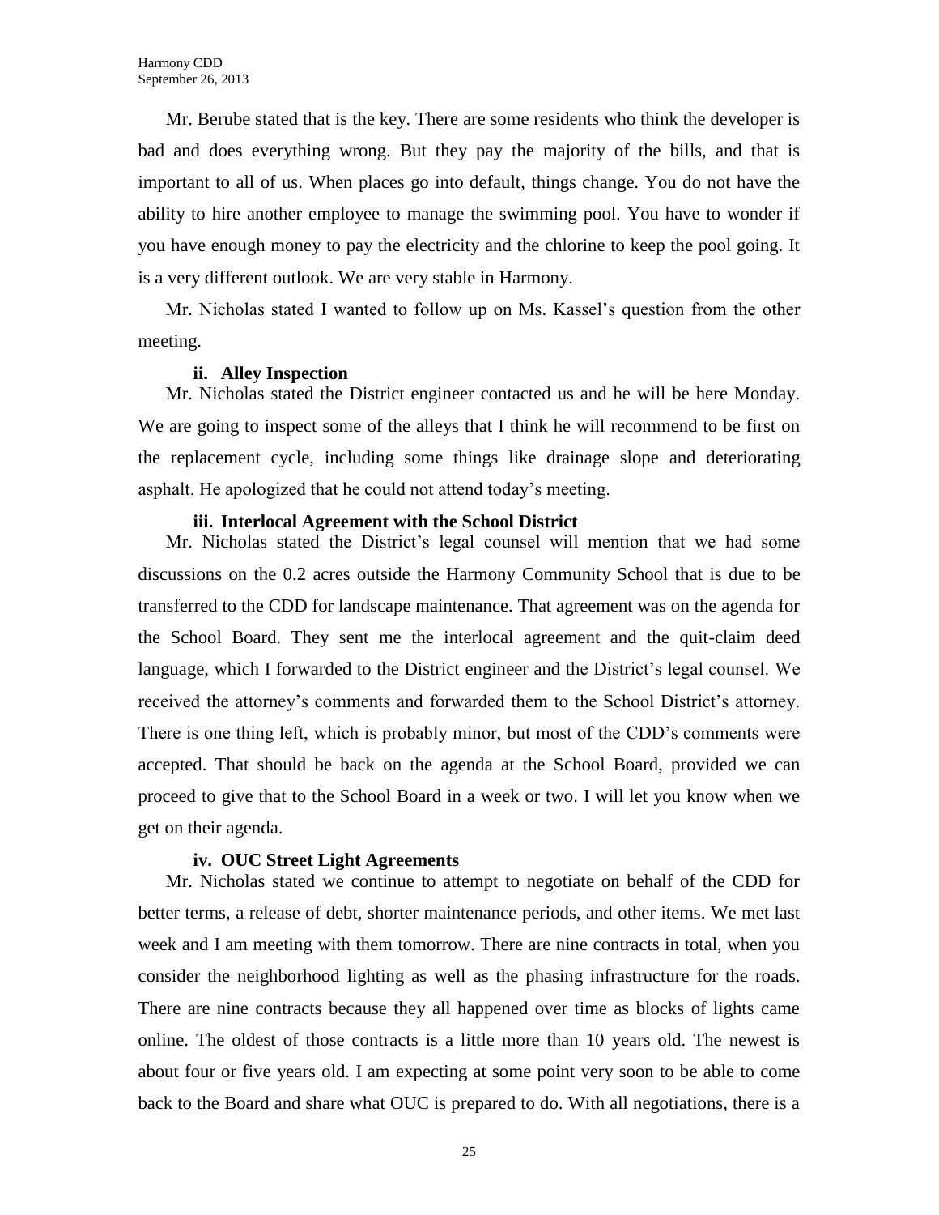Mr. Berube stated that is the key. There are some residents who think the developer is bad and does everything wrong. But they pay the majority of the bills, and that is important to all of us. When places go into default, things change. You do not have the ability to hire another employee to manage the swimming pool. You have to wonder if you have enough money to pay the electricity and the chlorine to keep the pool going. It is a very different outlook. We are very stable in Harmony.

Mr. Nicholas stated I wanted to follow up on Ms. Kassel's question from the other meeting.

**ii. Alley Inspection**

Mr. Nicholas stated the District engineer contacted us and he will be here Monday. We are going to inspect some of the alleys that I think he will recommend to be first on the replacement cycle, including some things like drainage slope and deteriorating asphalt. He apologized that he could not attend today's meeting.

**iii. Interlocal Agreement with the School District**

Mr. Nicholas stated the District's legal counsel will mention that we had some discussions on the 0.2 acres outside the Harmony Community School that is due to be transferred to the CDD for landscape maintenance. That agreement was on the agenda for the School Board. They sent me the interlocal agreement and the quit-claim deed language, which I forwarded to the District engineer and the District's legal counsel. We received the attorney's comments and forwarded them to the School District's attorney. There is one thing left, which is probably minor, but most of the CDD's comments were accepted. That should be back on the agenda at the School Board, provided we can proceed to give that to the School Board in a week or two. I will let you know when we get on their agenda.

**iv. OUC Street Light Agreements**

Mr. Nicholas stated we continue to attempt to negotiate on behalf of the CDD for better terms, a release of debt, shorter maintenance periods, and other items. We met last week and I am meeting with them tomorrow. There are nine contracts in total, when you consider the neighborhood lighting as well as the phasing infrastructure for the roads. There are nine contracts because they all happened over time as blocks of lights came online. The oldest of those contracts is a little more than 10 years old. The newest is about four or five years old. I am expecting at some point very soon to be able to come back to the Board and share what OUC is prepared to do. With all negotiations, there is a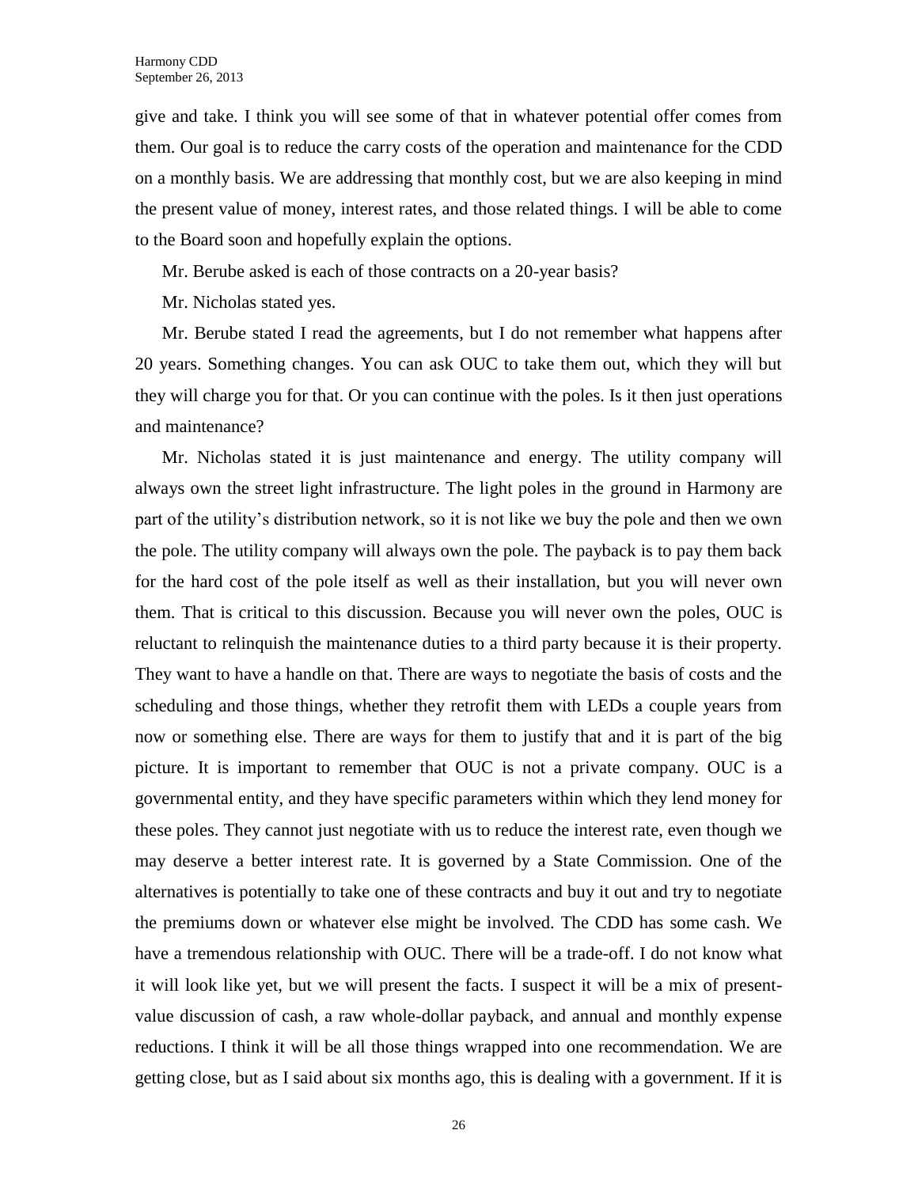give and take. I think you will see some of that in whatever potential offer comes from them. Our goal is to reduce the carry costs of the operation and maintenance for the CDD on a monthly basis. We are addressing that monthly cost, but we are also keeping in mind the present value of money, interest rates, and those related things. I will be able to come to the Board soon and hopefully explain the options.

Mr. Berube asked is each of those contracts on a 20-year basis?

Mr. Nicholas stated yes.

Mr. Berube stated I read the agreements, but I do not remember what happens after 20 years. Something changes. You can ask OUC to take them out, which they will but they will charge you for that. Or you can continue with the poles. Is it then just operations and maintenance?

Mr. Nicholas stated it is just maintenance and energy. The utility company will always own the street light infrastructure. The light poles in the ground in Harmony are part of the utility's distribution network, so it is not like we buy the pole and then we own the pole. The utility company will always own the pole. The payback is to pay them back for the hard cost of the pole itself as well as their installation, but you will never own them. That is critical to this discussion. Because you will never own the poles, OUC is reluctant to relinquish the maintenance duties to a third party because it is their property. They want to have a handle on that. There are ways to negotiate the basis of costs and the scheduling and those things, whether they retrofit them with LEDs a couple years from now or something else. There are ways for them to justify that and it is part of the big picture. It is important to remember that OUC is not a private company. OUC is a governmental entity, and they have specific parameters within which they lend money for these poles. They cannot just negotiate with us to reduce the interest rate, even though we may deserve a better interest rate. It is governed by a State Commission. One of the alternatives is potentially to take one of these contracts and buy it out and try to negotiate the premiums down or whatever else might be involved. The CDD has some cash. We have a tremendous relationship with OUC. There will be a trade-off. I do not know what it will look like yet, but we will present the facts. I suspect it will be a mix of present-value discussion of cash, a raw whole-dollar payback, and annual and monthly expense reductions. I think it will be all those things wrapped into one recommendation. We are getting close, but as I said about six months ago, this is dealing with a government. If it is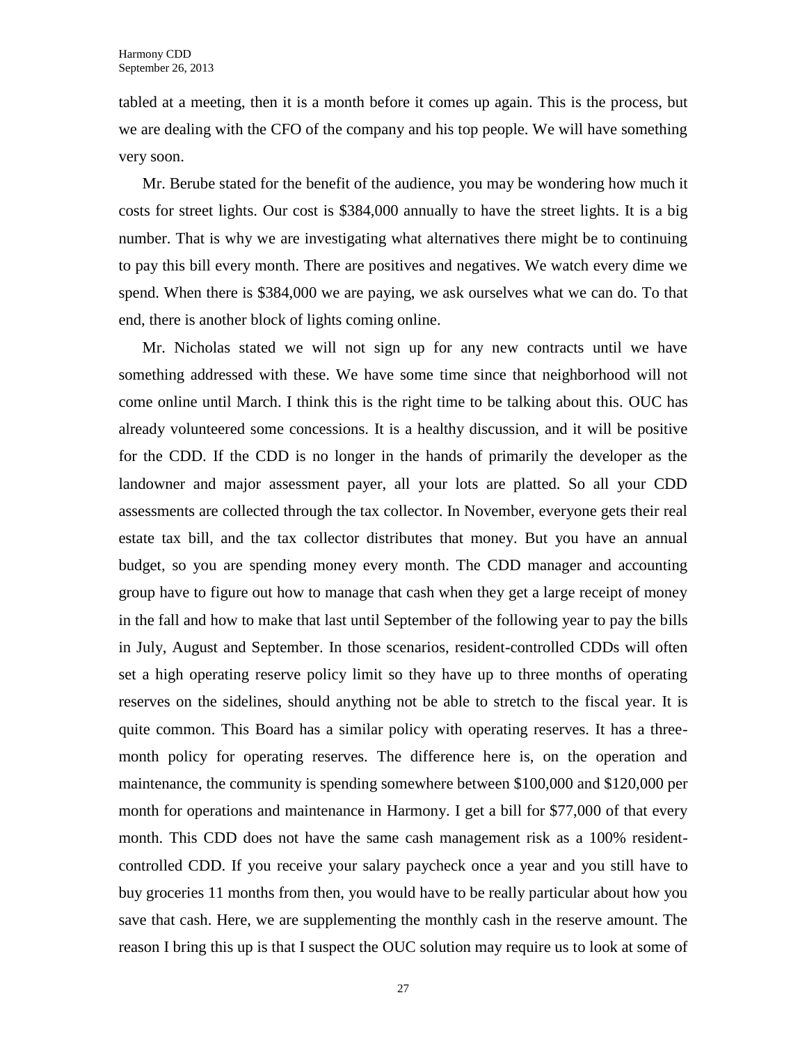tabled at a meeting, then it is a month before it comes up again. This is the process, but we are dealing with the CFO of the company and his top people. We will have something very soon.

Mr. Berube stated for the benefit of the audience, you may be wondering how much it costs for street lights. Our cost is $384,000 annually to have the street lights. It is a big number. That is why we are investigating what alternatives there might be to continuing to pay this bill every month. There are positives and negatives. We watch every dime we spend. When there is $384,000 we are paying, we ask ourselves what we can do. To that end, there is another block of lights coming online.

Mr. Nicholas stated we will not sign up for any new contracts until we have something addressed with these. We have some time since that neighborhood will not come online until March. I think this is the right time to be talking about this. OUC has already volunteered some concessions. It is a healthy discussion, and it will be positive for the CDD. If the CDD is no longer in the hands of primarily the developer as the landowner and major assessment payer, all your lots are platted. So all your CDD assessments are collected through the tax collector. In November, everyone gets their real estate tax bill, and the tax collector distributes that money. But you have an annual budget, so you are spending money every month. The CDD manager and accounting group have to figure out how to manage that cash when they get a large receipt of money in the fall and how to make that last until September of the following year to pay the bills in July, August and September. In those scenarios, resident-controlled CDDs will often set a high operating reserve policy limit so they have up to three months of operating reserves on the sidelines, should anything not be able to stretch to the fiscal year. It is quite common. This Board has a similar policy with operating reserves. It has a three-month policy for operating reserves. The difference here is, on the operation and maintenance, the community is spending somewhere between $100,000 and $120,000 per month for operations and maintenance in Harmony. I get a bill for $77,000 of that every month. This CDD does not have the same cash management risk as a 100% resident-controlled CDD. If you receive your salary paycheck once a year and you still have to buy groceries 11 months from then, you would have to be really particular about how you save that cash. Here, we are supplementing the monthly cash in the reserve amount. The reason I bring this up is that I suspect the OUC solution may require us to look at some of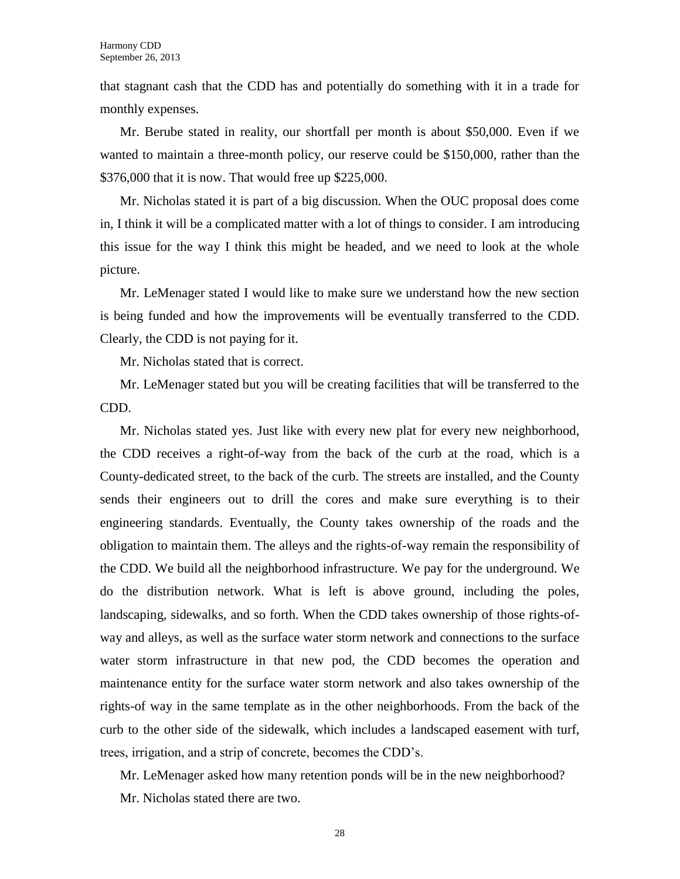that stagnant cash that the CDD has and potentially do something with it in a trade for monthly expenses.

Mr. Berube stated in reality, our shortfall per month is about $50,000. Even if we wanted to maintain a three-month policy, our reserve could be $150,000, rather than the $376,000 that it is now. That would free up $225,000.

Mr. Nicholas stated it is part of a big discussion. When the OUC proposal does come in, I think it will be a complicated matter with a lot of things to consider. I am introducing this issue for the way I think this might be headed, and we need to look at the whole picture.

Mr. LeMenager stated I would like to make sure we understand how the new section is being funded and how the improvements will be eventually transferred to the CDD. Clearly, the CDD is not paying for it.

Mr. Nicholas stated that is correct.

Mr. LeMenager stated but you will be creating facilities that will be transferred to the CDD.

Mr. Nicholas stated yes. Just like with every new plat for every new neighborhood, the CDD receives a right-of-way from the back of the curb at the road, which is a County-dedicated street, to the back of the curb. The streets are installed, and the County sends their engineers out to drill the cores and make sure everything is to their engineering standards. Eventually, the County takes ownership of the roads and the obligation to maintain them. The alleys and the rights-of-way remain the responsibility of the CDD. We build all the neighborhood infrastructure. We pay for the underground. We do the distribution network. What is left is above ground, including the poles, landscaping, sidewalks, and so forth. When the CDD takes ownership of those rights-of-way and alleys, as well as the surface water storm network and connections to the surface water storm infrastructure in that new pod, the CDD becomes the operation and maintenance entity for the surface water storm network and also takes ownership of the rights-of way in the same template as in the other neighborhoods. From the back of the curb to the other side of the sidewalk, which includes a landscaped easement with turf, trees, irrigation, and a strip of concrete, becomes the CDD's.

Mr. LeMenager asked how many retention ponds will be in the new neighborhood?

Mr. Nicholas stated there are two.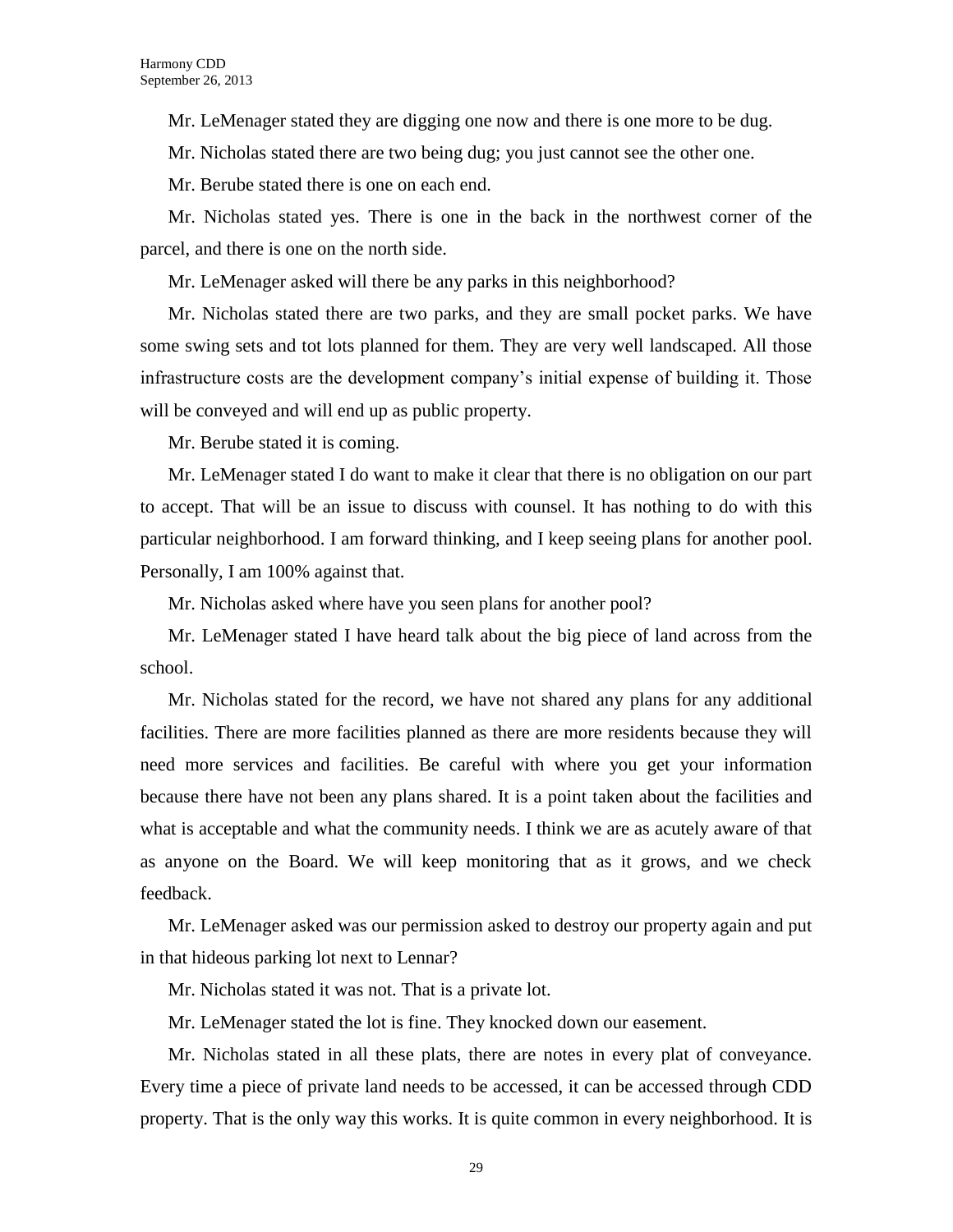Mr. LeMenager stated they are digging one now and there is one more to be dug.

Mr. Nicholas stated there are two being dug; you just cannot see the other one.

Mr. Berube stated there is one on each end.

Mr. Nicholas stated yes. There is one in the back in the northwest corner of the parcel, and there is one on the north side.

Mr. LeMenager asked will there be any parks in this neighborhood?

Mr. Nicholas stated there are two parks, and they are small pocket parks. We have some swing sets and tot lots planned for them. They are very well landscaped. All those infrastructure costs are the development company's initial expense of building it. Those will be conveyed and will end up as public property.

Mr. Berube stated it is coming.

Mr. LeMenager stated I do want to make it clear that there is no obligation on our part to accept. That will be an issue to discuss with counsel. It has nothing to do with this particular neighborhood. I am forward thinking, and I keep seeing plans for another pool. Personally, I am 100% against that.

Mr. Nicholas asked where have you seen plans for another pool?

Mr. LeMenager stated I have heard talk about the big piece of land across from the school.

Mr. Nicholas stated for the record, we have not shared any plans for any additional facilities. There are more facilities planned as there are more residents because they will need more services and facilities. Be careful with where you get your information because there have not been any plans shared. It is a point taken about the facilities and what is acceptable and what the community needs. I think we are as acutely aware of that as anyone on the Board. We will keep monitoring that as it grows, and we check feedback.

Mr. LeMenager asked was our permission asked to destroy our property again and put in that hideous parking lot next to Lennar?

Mr. Nicholas stated it was not. That is a private lot.

Mr. LeMenager stated the lot is fine. They knocked down our easement.

Mr. Nicholas stated in all these plats, there are notes in every plat of conveyance. Every time a piece of private land needs to be accessed, it can be accessed through CDD property. That is the only way this works. It is quite common in every neighborhood. It is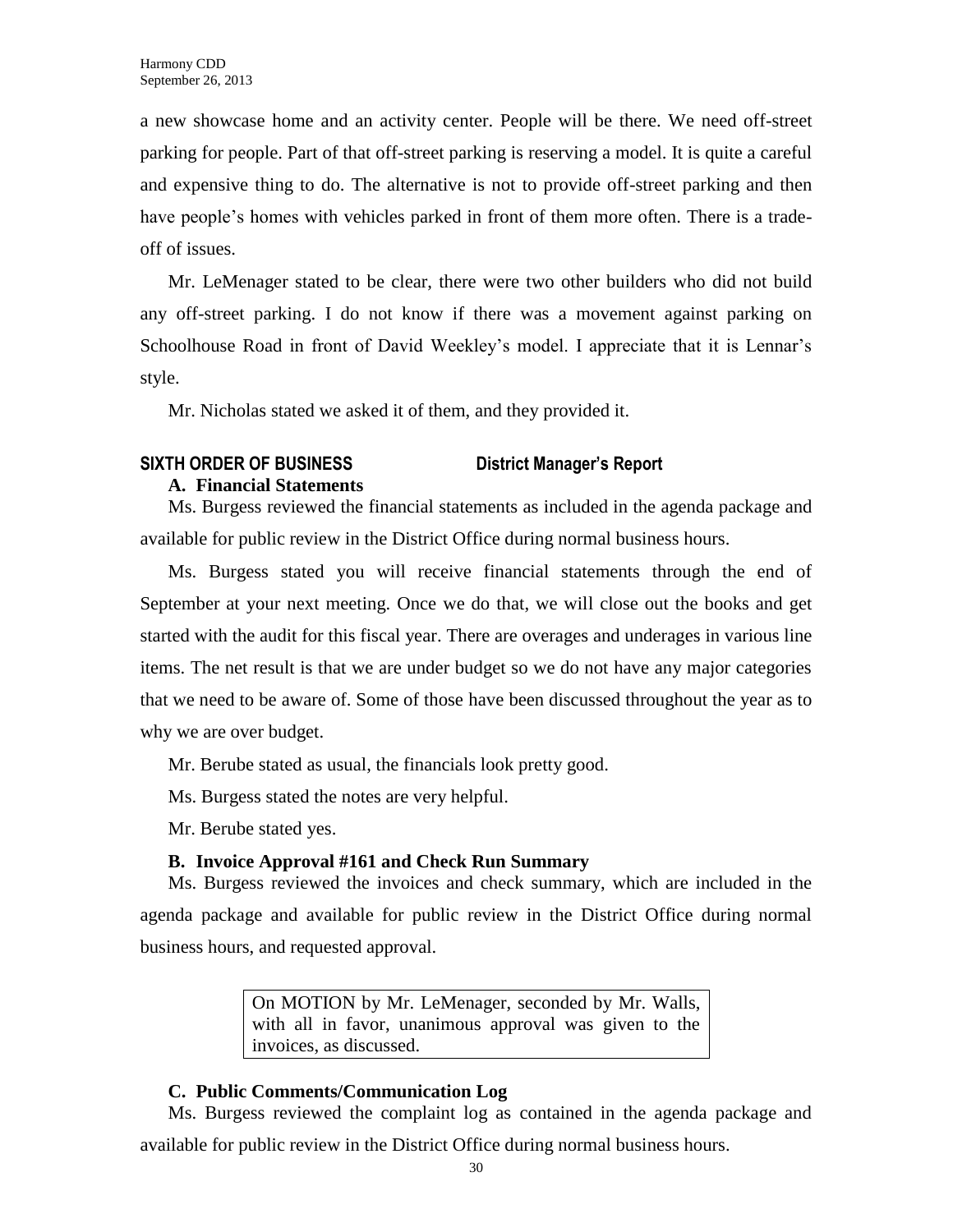a new showcase home and an activity center. People will be there. We need off-street parking for people. Part of that off-street parking is reserving a model. It is quite a careful and expensive thing to do. The alternative is not to provide off-street parking and then have people's homes with vehicles parked in front of them more often. There is a trade-off of issues.

Mr. LeMenager stated to be clear, there were two other builders who did not build any off-street parking. I do not know if there was a movement against parking on Schoolhouse Road in front of David Weekley's model. I appreciate that it is Lennar's style.

Mr. Nicholas stated we asked it of them, and they provided it.

## SIXTH ORDER OF BUSINESS District Manager's Report

### A. Financial Statements

Ms. Burgess reviewed the financial statements as included in the agenda package and available for public review in the District Office during normal business hours.

Ms. Burgess stated you will receive financial statements through the end of September at your next meeting. Once we do that, we will close out the books and get started with the audit for this fiscal year. There are overages and underages in various line items. The net result is that we are under budget so we do not have any major categories that we need to be aware of. Some of those have been discussed throughout the year as to why we are over budget.

Mr. Berube stated as usual, the financials look pretty good.

Ms. Burgess stated the notes are very helpful.

Mr. Berube stated yes.

### B. Invoice Approval #161 and Check Run Summary

Ms. Burgess reviewed the invoices and check summary, which are included in the agenda package and available for public review in the District Office during normal business hours, and requested approval.

On MOTION by Mr. LeMenager, seconded by Mr. Walls, with all in favor, unanimous approval was given to the invoices, as discussed.

### C. Public Comments/Communication Log

Ms. Burgess reviewed the complaint log as contained in the agenda package and available for public review in the District Office during normal business hours.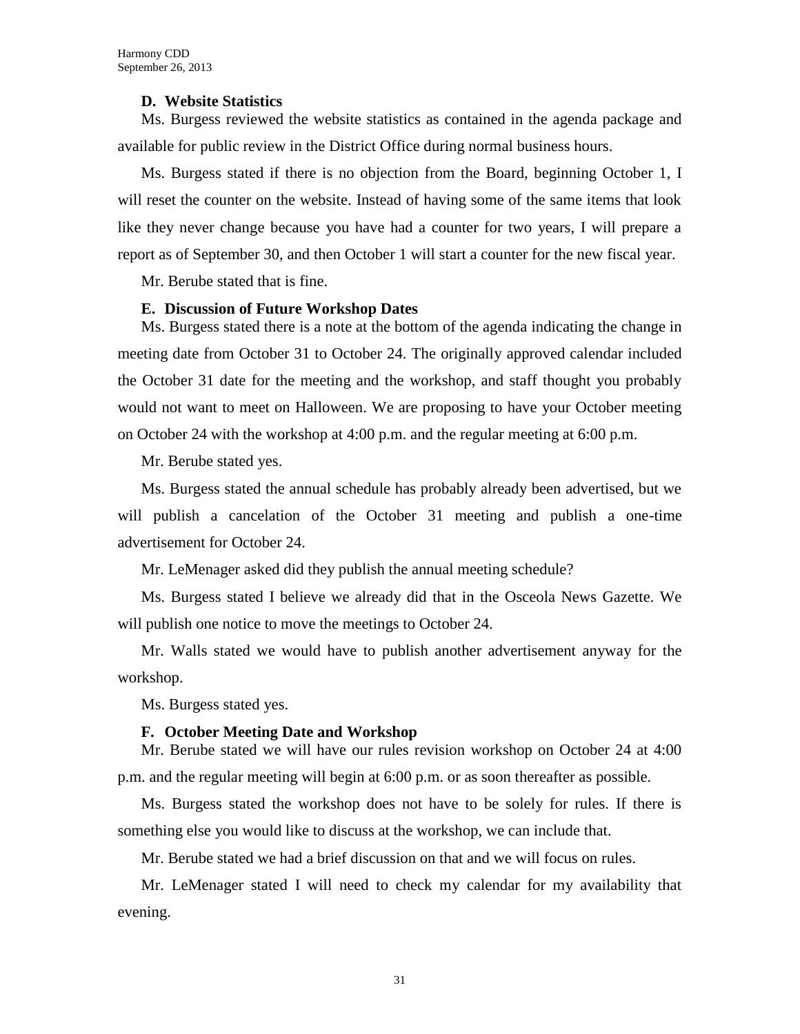### D. Website Statistics

Ms. Burgess reviewed the website statistics as contained in the agenda package and available for public review in the District Office during normal business hours.

Ms. Burgess stated if there is no objection from the Board, beginning October 1, I will reset the counter on the website. Instead of having some of the same items that look like they never change because you have had a counter for two years, I will prepare a report as of September 30, and then October 1 will start a counter for the new fiscal year.

Mr. Berube stated that is fine.

### E. Discussion of Future Workshop Dates

Ms. Burgess stated there is a note at the bottom of the agenda indicating the change in meeting date from October 31 to October 24. The originally approved calendar included the October 31 date for the meeting and the workshop, and staff thought you probably would not want to meet on Halloween. We are proposing to have your October meeting on October 24 with the workshop at 4:00 p.m. and the regular meeting at 6:00 p.m.

Mr. Berube stated yes.

Ms. Burgess stated the annual schedule has probably already been advertised, but we will publish a cancelation of the October 31 meeting and publish a one-time advertisement for October 24.

Mr. LeMenager asked did they publish the annual meeting schedule?

Ms. Burgess stated I believe we already did that in the Osceola News Gazette. We will publish one notice to move the meetings to October 24.

Mr. Walls stated we would have to publish another advertisement anyway for the workshop.

Ms. Burgess stated yes.

### F. October Meeting Date and Workshop

Mr. Berube stated we will have our rules revision workshop on October 24 at 4:00 p.m. and the regular meeting will begin at 6:00 p.m. or as soon thereafter as possible.

Ms. Burgess stated the workshop does not have to be solely for rules. If there is something else you would like to discuss at the workshop, we can include that.

Mr. Berube stated we had a brief discussion on that and we will focus on rules.

Mr. LeMenager stated I will need to check my calendar for my availability that evening.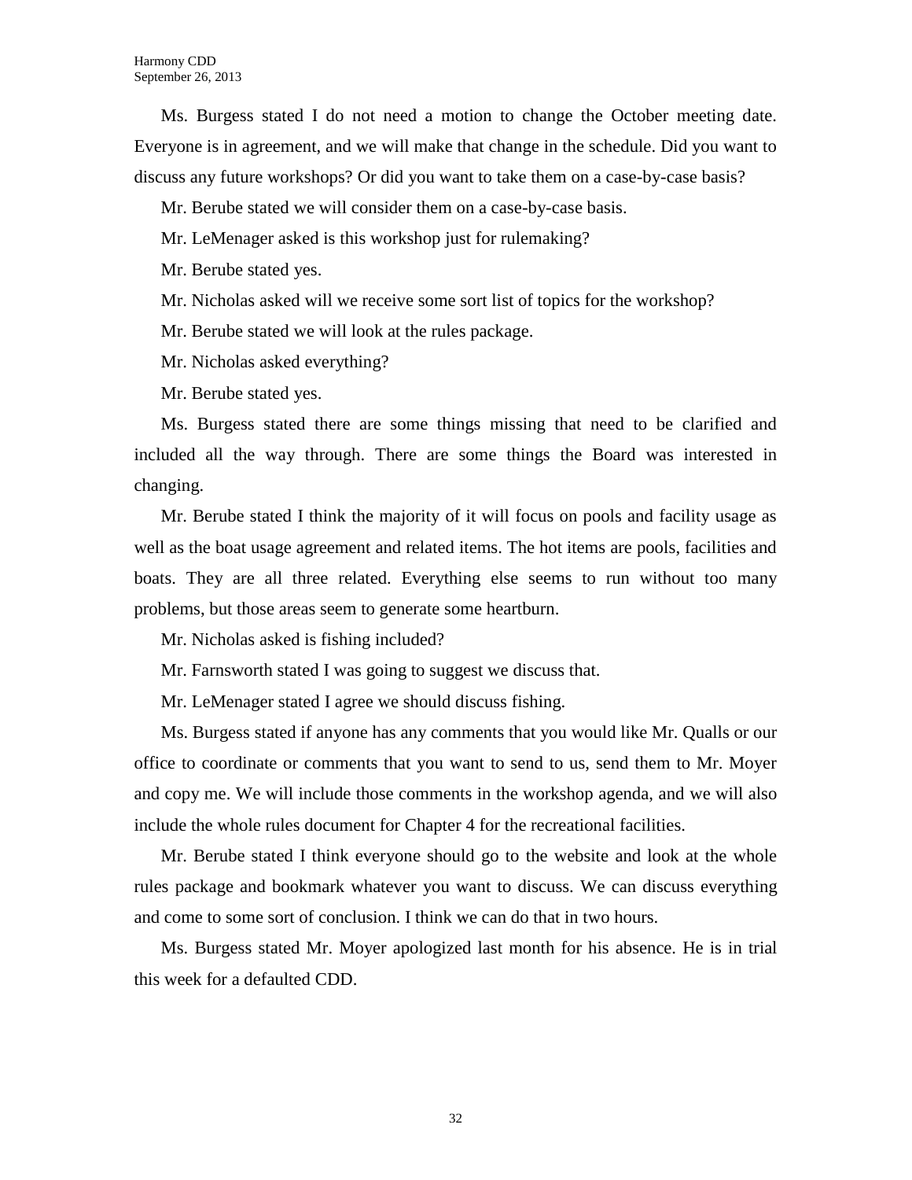Ms. Burgess stated I do not need a motion to change the October meeting date. Everyone is in agreement, and we will make that change in the schedule. Did you want to discuss any future workshops? Or did you want to take them on a case-by-case basis?

Mr. Berube stated we will consider them on a case-by-case basis.

Mr. LeMenager asked is this workshop just for rulemaking?

Mr. Berube stated yes.

Mr. Nicholas asked will we receive some sort list of topics for the workshop?

Mr. Berube stated we will look at the rules package.

Mr. Nicholas asked everything?

Mr. Berube stated yes.

Ms. Burgess stated there are some things missing that need to be clarified and included all the way through. There are some things the Board was interested in changing.

Mr. Berube stated I think the majority of it will focus on pools and facility usage as well as the boat usage agreement and related items. The hot items are pools, facilities and boats. They are all three related. Everything else seems to run without too many problems, but those areas seem to generate some heartburn.

Mr. Nicholas asked is fishing included?

Mr. Farnsworth stated I was going to suggest we discuss that.

Mr. LeMenager stated I agree we should discuss fishing.

Ms. Burgess stated if anyone has any comments that you would like Mr. Qualls or our office to coordinate or comments that you want to send to us, send them to Mr. Moyer and copy me. We will include those comments in the workshop agenda, and we will also include the whole rules document for Chapter 4 for the recreational facilities.

Mr. Berube stated I think everyone should go to the website and look at the whole rules package and bookmark whatever you want to discuss. We can discuss everything and come to some sort of conclusion. I think we can do that in two hours.

Ms. Burgess stated Mr. Moyer apologized last month for his absence. He is in trial this week for a defaulted CDD.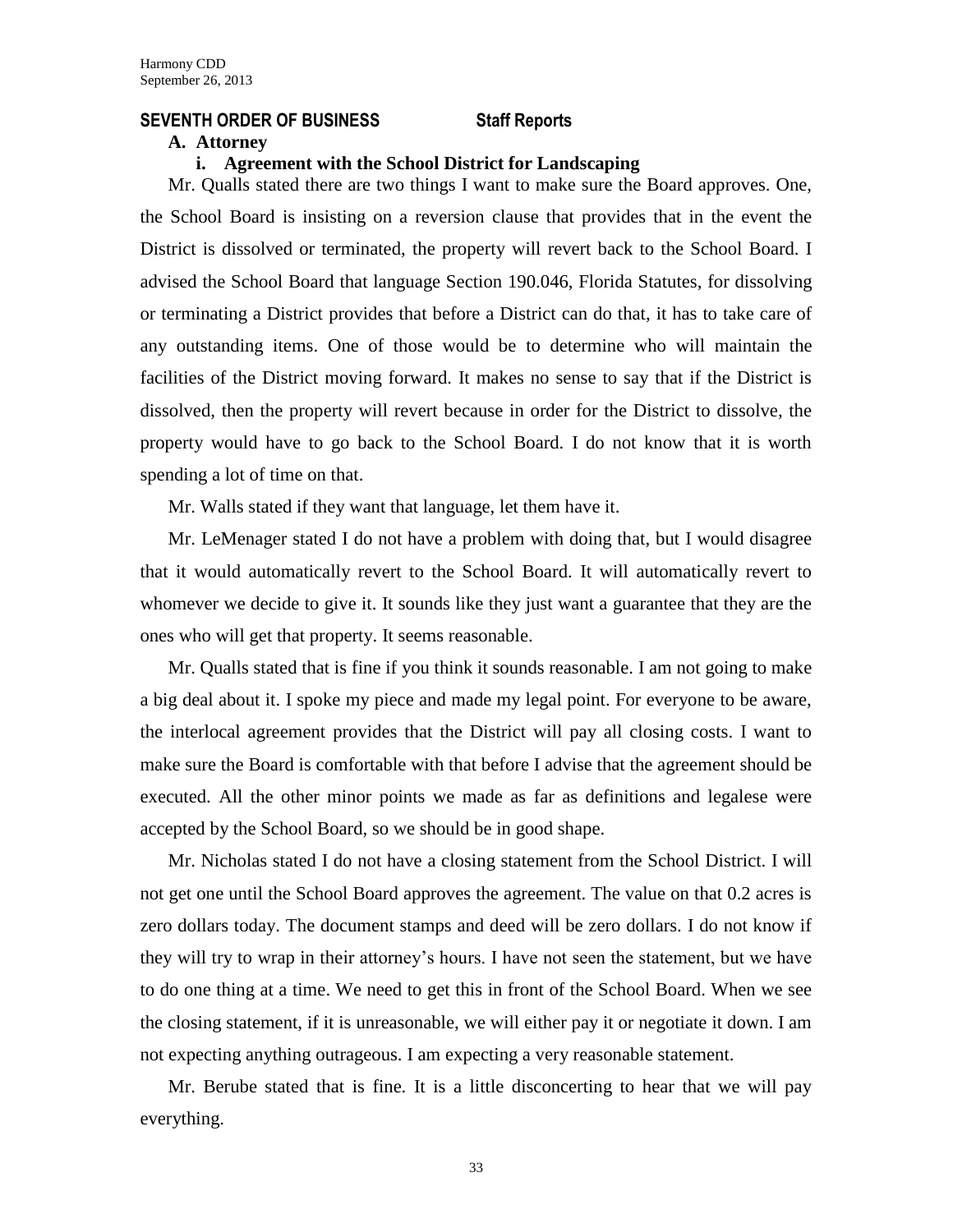## SEVENTH ORDER OF BUSINESS Staff Reports

### A. Attorney

#### i. Agreement with the School District for Landscaping

Mr. Qualls stated there are two things I want to make sure the Board approves. One, the School Board is insisting on a reversion clause that provides that in the event the District is dissolved or terminated, the property will revert back to the School Board. I advised the School Board that language Section 190.046, Florida Statutes, for dissolving or terminating a District provides that before a District can do that, it has to take care of any outstanding items. One of those would be to determine who will maintain the facilities of the District moving forward. It makes no sense to say that if the District is dissolved, then the property will revert because in order for the District to dissolve, the property would have to go back to the School Board. I do not know that it is worth spending a lot of time on that.

Mr. Walls stated if they want that language, let them have it.

Mr. LeMenager stated I do not have a problem with doing that, but I would disagree that it would automatically revert to the School Board. It will automatically revert to whomever we decide to give it. It sounds like they just want a guarantee that they are the ones who will get that property. It seems reasonable.

Mr. Qualls stated that is fine if you think it sounds reasonable. I am not going to make a big deal about it. I spoke my piece and made my legal point. For everyone to be aware, the interlocal agreement provides that the District will pay all closing costs. I want to make sure the Board is comfortable with that before I advise that the agreement should be executed. All the other minor points we made as far as definitions and legalese were accepted by the School Board, so we should be in good shape.

Mr. Nicholas stated I do not have a closing statement from the School District. I will not get one until the School Board approves the agreement. The value on that 0.2 acres is zero dollars today. The document stamps and deed will be zero dollars. I do not know if they will try to wrap in their attorney's hours. I have not seen the statement, but we have to do one thing at a time. We need to get this in front of the School Board. When we see the closing statement, if it is unreasonable, we will either pay it or negotiate it down. I am not expecting anything outrageous. I am expecting a very reasonable statement.

Mr. Berube stated that is fine. It is a little disconcerting to hear that we will pay everything.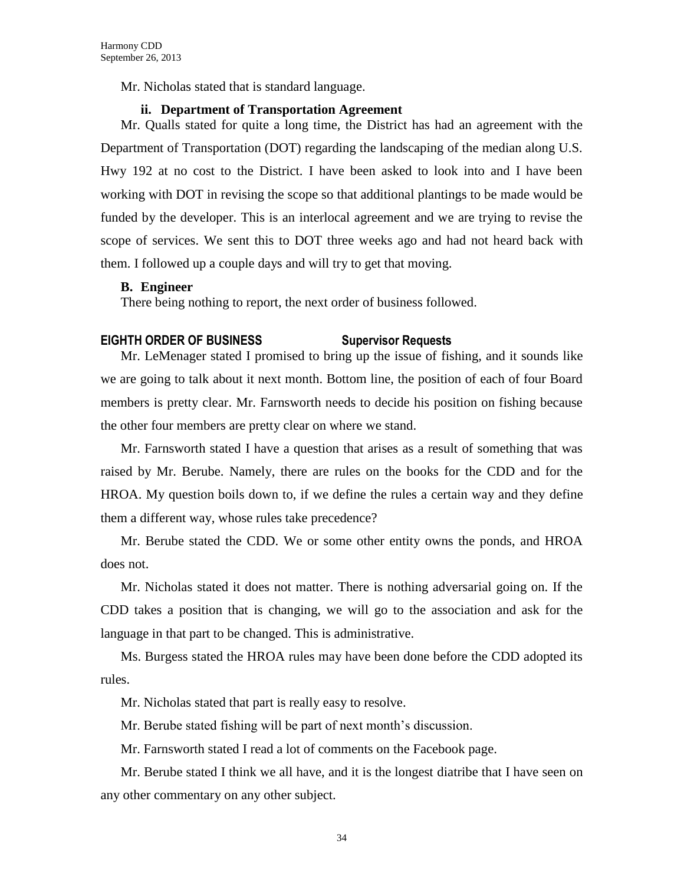Mr. Nicholas stated that is standard language.

**ii. Department of Transportation Agreement**

Mr. Qualls stated for quite a long time, the District has had an agreement with the Department of Transportation (DOT) regarding the landscaping of the median along U.S. Hwy 192 at no cost to the District. I have been asked to look into and I have been working with DOT in revising the scope so that additional plantings to be made would be funded by the developer. This is an interlocal agreement and we are trying to revise the scope of services. We sent this to DOT three weeks ago and had not heard back with them. I followed up a couple days and will try to get that moving.

**B. Engineer**

There being nothing to report, the next order of business followed.

**EIGHTH ORDER OF BUSINESS Supervisor Requests**

Mr. LeMenager stated I promised to bring up the issue of fishing, and it sounds like we are going to talk about it next month. Bottom line, the position of each of four Board members is pretty clear. Mr. Farnsworth needs to decide his position on fishing because the other four members are pretty clear on where we stand.

Mr. Farnsworth stated I have a question that arises as a result of something that was raised by Mr. Berube. Namely, there are rules on the books for the CDD and for the HROA. My question boils down to, if we define the rules a certain way and they define them a different way, whose rules take precedence?

Mr. Berube stated the CDD. We or some other entity owns the ponds, and HROA does not.

Mr. Nicholas stated it does not matter. There is nothing adversarial going on. If the CDD takes a position that is changing, we will go to the association and ask for the language in that part to be changed. This is administrative.

Ms. Burgess stated the HROA rules may have been done before the CDD adopted its rules.

Mr. Nicholas stated that part is really easy to resolve.

Mr. Berube stated fishing will be part of next month's discussion.

Mr. Farnsworth stated I read a lot of comments on the Facebook page.

Mr. Berube stated I think we all have, and it is the longest diatribe that I have seen on any other commentary on any other subject.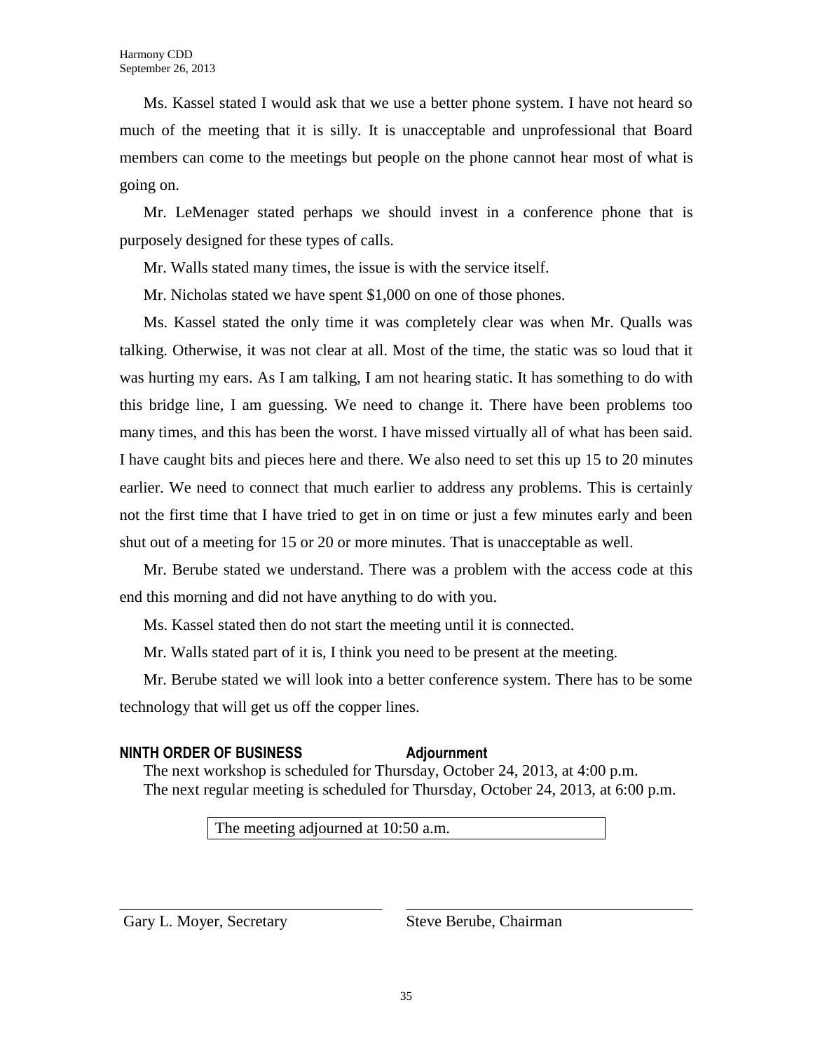Ms. Kassel stated I would ask that we use a better phone system. I have not heard so much of the meeting that it is silly. It is unacceptable and unprofessional that Board members can come to the meetings but people on the phone cannot hear most of what is going on.

Mr. LeMenager stated perhaps we should invest in a conference phone that is purposely designed for these types of calls.

Mr. Walls stated many times, the issue is with the service itself.

Mr. Nicholas stated we have spent $1,000 on one of those phones.

Ms. Kassel stated the only time it was completely clear was when Mr. Qualls was talking. Otherwise, it was not clear at all. Most of the time, the static was so loud that it was hurting my ears. As I am talking, I am not hearing static. It has something to do with this bridge line, I am guessing. We need to change it. There have been problems too many times, and this has been the worst. I have missed virtually all of what has been said. I have caught bits and pieces here and there. We also need to set this up 15 to 20 minutes earlier. We need to connect that much earlier to address any problems. This is certainly not the first time that I have tried to get in on time or just a few minutes early and been shut out of a meeting for 15 or 20 or more minutes. That is unacceptable as well.

Mr. Berube stated we understand. There was a problem with the access code at this end this morning and did not have anything to do with you.

Ms. Kassel stated then do not start the meeting until it is connected.

Mr. Walls stated part of it is, I think you need to be present at the meeting.

Mr. Berube stated we will look into a better conference system. There has to be some technology that will get us off the copper lines.

### NINTH ORDER OF BUSINESS Adjournment

The next workshop is scheduled for Thursday, October 24, 2013, at 4:00 p.m.
The next regular meeting is scheduled for Thursday, October 24, 2013, at 6:00 p.m.

The meeting adjourned at 10:50 a.m.

\_\_\_\_\_\_\_\_\_\_\_\_\_\_\_\_\_\_\_\_\_\_\_\_\_\_\_\_\_\_\_\_ \_\_\_\_\_\_\_\_\_\_\_\_\_\_\_\_\_\_\_\_\_\_\_\_\_\_\_\_\_\_\_\_

Gary L. Moyer, Secretary Steve Berube, Chairman